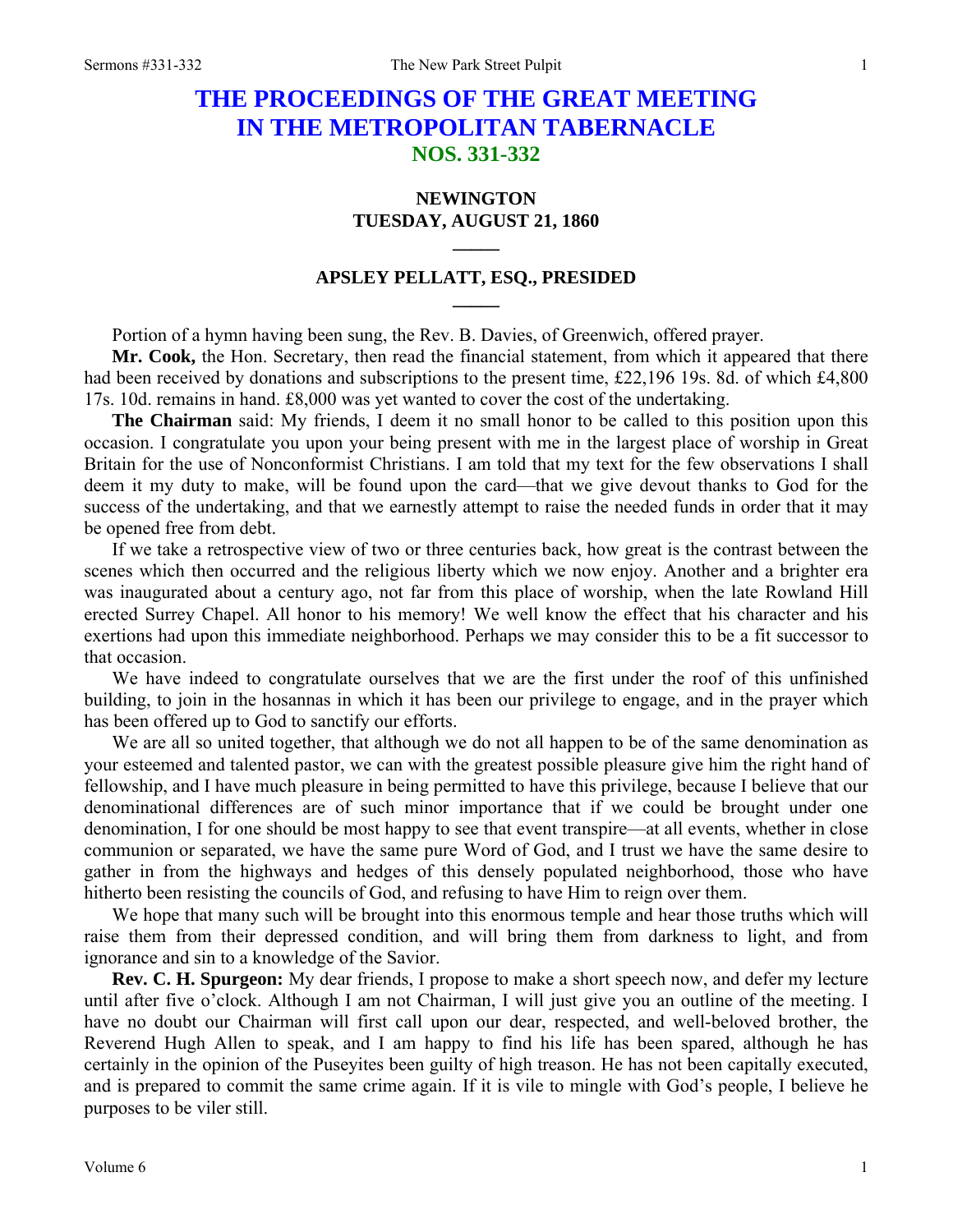# THE PROCEEDINGS OF THE GREAT MEETING IN THE METROPOLITAN TABERNACLE
## NOS. 331-332

### NEWINGTON
### TUESDAY, AUGUST 21, 1860

### APSLEY PELLATT, ESQ., PRESIDED

Portion of a hymn having been sung, the Rev. B. Davies, of Greenwich, offered prayer.

**Mr. Cook,** the Hon. Secretary, then read the financial statement, from which it appeared that there had been received by donations and subscriptions to the present time, £22,196 19s. 8d. of which £4,800 17s. 10d. remains in hand. £8,000 was yet wanted to cover the cost of the undertaking.

**The Chairman** said: My friends, I deem it no small honor to be called to this position upon this occasion. I congratulate you upon your being present with me in the largest place of worship in Great Britain for the use of Nonconformist Christians. I am told that my text for the few observations I shall deem it my duty to make, will be found upon the card—that we give devout thanks to God for the success of the undertaking, and that we earnestly attempt to raise the needed funds in order that it may be opened free from debt.

If we take a retrospective view of two or three centuries back, how great is the contrast between the scenes which then occurred and the religious liberty which we now enjoy. Another and a brighter era was inaugurated about a century ago, not far from this place of worship, when the late Rowland Hill erected Surrey Chapel. All honor to his memory! We well know the effect that his character and his exertions had upon this immediate neighborhood. Perhaps we may consider this to be a fit successor to that occasion.

We have indeed to congratulate ourselves that we are the first under the roof of this unfinished building, to join in the hosannas in which it has been our privilege to engage, and in the prayer which has been offered up to God to sanctify our efforts.

We are all so united together, that although we do not all happen to be of the same denomination as your esteemed and talented pastor, we can with the greatest possible pleasure give him the right hand of fellowship, and I have much pleasure in being permitted to have this privilege, because I believe that our denominational differences are of such minor importance that if we could be brought under one denomination, I for one should be most happy to see that event transpire—at all events, whether in close communion or separated, we have the same pure Word of God, and I trust we have the same desire to gather in from the highways and hedges of this densely populated neighborhood, those who have hitherto been resisting the councils of God, and refusing to have Him to reign over them.

We hope that many such will be brought into this enormous temple and hear those truths which will raise them from their depressed condition, and will bring them from darkness to light, and from ignorance and sin to a knowledge of the Savior.

**Rev. C. H. Spurgeon:** My dear friends, I propose to make a short speech now, and defer my lecture until after five o'clock. Although I am not Chairman, I will just give you an outline of the meeting. I have no doubt our Chairman will first call upon our dear, respected, and well-beloved brother, the Reverend Hugh Allen to speak, and I am happy to find his life has been spared, although he has certainly in the opinion of the Puseyites been guilty of high treason. He has not been capitally executed, and is prepared to commit the same crime again. If it is vile to mingle with God's people, I believe he purposes to be viler still.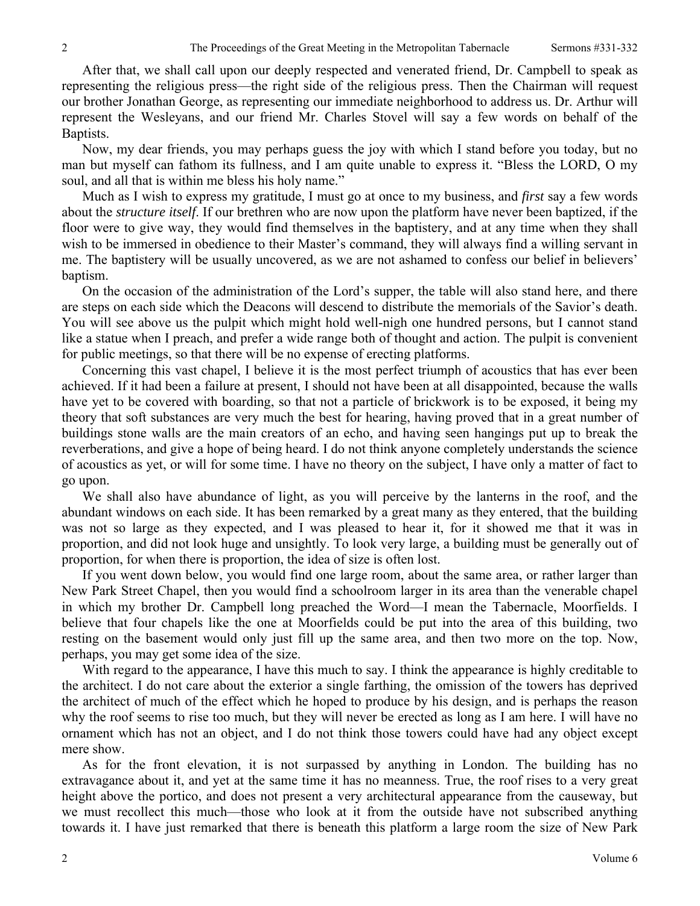After that, we shall call upon our deeply respected and venerated friend, Dr. Campbell to speak as representing the religious press—the right side of the religious press. Then the Chairman will request our brother Jonathan George, as representing our immediate neighborhood to address us. Dr. Arthur will represent the Wesleyans, and our friend Mr. Charles Stovel will say a few words on behalf of the Baptists.

Now, my dear friends, you may perhaps guess the joy with which I stand before you today, but no man but myself can fathom its fullness, and I am quite unable to express it. "Bless the LORD, O my soul, and all that is within me bless his holy name."

Much as I wish to express my gratitude, I must go at once to my business, and *first* say a few words about the *structure itself*. If our brethren who are now upon the platform have never been baptized, if the floor were to give way, they would find themselves in the baptistery, and at any time when they shall wish to be immersed in obedience to their Master's command, they will always find a willing servant in me. The baptistery will be usually uncovered, as we are not ashamed to confess our belief in believers' baptism.

On the occasion of the administration of the Lord's supper, the table will also stand here, and there are steps on each side which the Deacons will descend to distribute the memorials of the Savior's death. You will see above us the pulpit which might hold well-nigh one hundred persons, but I cannot stand like a statue when I preach, and prefer a wide range both of thought and action. The pulpit is convenient for public meetings, so that there will be no expense of erecting platforms.

Concerning this vast chapel, I believe it is the most perfect triumph of acoustics that has ever been achieved. If it had been a failure at present, I should not have been at all disappointed, because the walls have yet to be covered with boarding, so that not a particle of brickwork is to be exposed, it being my theory that soft substances are very much the best for hearing, having proved that in a great number of buildings stone walls are the main creators of an echo, and having seen hangings put up to break the reverberations, and give a hope of being heard. I do not think anyone completely understands the science of acoustics as yet, or will for some time. I have no theory on the subject, I have only a matter of fact to go upon.

We shall also have abundance of light, as you will perceive by the lanterns in the roof, and the abundant windows on each side. It has been remarked by a great many as they entered, that the building was not so large as they expected, and I was pleased to hear it, for it showed me that it was in proportion, and did not look huge and unsightly. To look very large, a building must be generally out of proportion, for when there is proportion, the idea of size is often lost.

If you went down below, you would find one large room, about the same area, or rather larger than New Park Street Chapel, then you would find a schoolroom larger in its area than the venerable chapel in which my brother Dr. Campbell long preached the Word—I mean the Tabernacle, Moorfields. I believe that four chapels like the one at Moorfields could be put into the area of this building, two resting on the basement would only just fill up the same area, and then two more on the top. Now, perhaps, you may get some idea of the size.

With regard to the appearance, I have this much to say. I think the appearance is highly creditable to the architect. I do not care about the exterior a single farthing, the omission of the towers has deprived the architect of much of the effect which he hoped to produce by his design, and is perhaps the reason why the roof seems to rise too much, but they will never be erected as long as I am here. I will have no ornament which has not an object, and I do not think those towers could have had any object except mere show.

As for the front elevation, it is not surpassed by anything in London. The building has no extravagance about it, and yet at the same time it has no meanness. True, the roof rises to a very great height above the portico, and does not present a very architectural appearance from the causeway, but we must recollect this much—those who look at it from the outside have not subscribed anything towards it. I have just remarked that there is beneath this platform a large room the size of New Park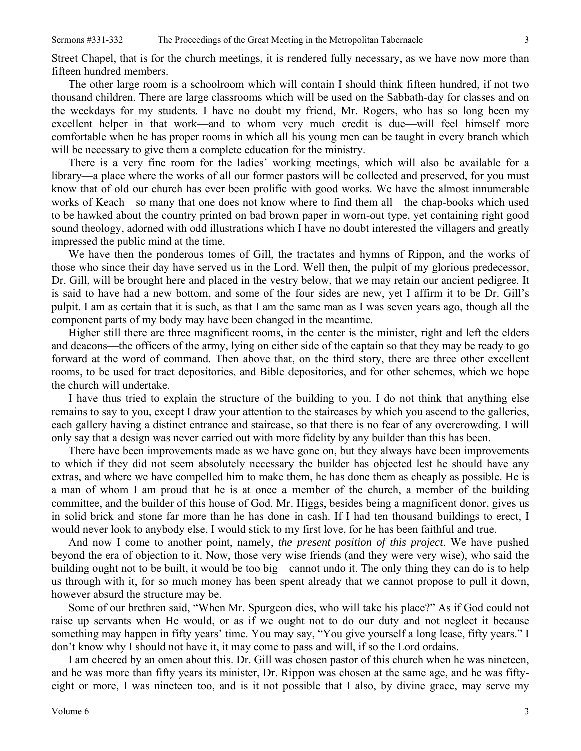Street Chapel, that is for the church meetings, it is rendered fully necessary, as we have now more than fifteen hundred members.

The other large room is a schoolroom which will contain I should think fifteen hundred, if not two thousand children. There are large classrooms which will be used on the Sabbath-day for classes and on the weekdays for my students. I have no doubt my friend, Mr. Rogers, who has so long been my excellent helper in that work—and to whom very much credit is due—will feel himself more comfortable when he has proper rooms in which all his young men can be taught in every branch which will be necessary to give them a complete education for the ministry.

There is a very fine room for the ladies' working meetings, which will also be available for a library—a place where the works of all our former pastors will be collected and preserved, for you must know that of old our church has ever been prolific with good works. We have the almost innumerable works of Keach—so many that one does not know where to find them all—the chap-books which used to be hawked about the country printed on bad brown paper in worn-out type, yet containing right good sound theology, adorned with odd illustrations which I have no doubt interested the villagers and greatly impressed the public mind at the time.

We have then the ponderous tomes of Gill, the tractates and hymns of Rippon, and the works of those who since their day have served us in the Lord. Well then, the pulpit of my glorious predecessor, Dr. Gill, will be brought here and placed in the vestry below, that we may retain our ancient pedigree. It is said to have had a new bottom, and some of the four sides are new, yet I affirm it to be Dr. Gill's pulpit. I am as certain that it is such, as that I am the same man as I was seven years ago, though all the component parts of my body may have been changed in the meantime.

Higher still there are three magnificent rooms, in the center is the minister, right and left the elders and deacons—the officers of the army, lying on either side of the captain so that they may be ready to go forward at the word of command. Then above that, on the third story, there are three other excellent rooms, to be used for tract depositories, and Bible depositories, and for other schemes, which we hope the church will undertake.

I have thus tried to explain the structure of the building to you. I do not think that anything else remains to say to you, except I draw your attention to the staircases by which you ascend to the galleries, each gallery having a distinct entrance and staircase, so that there is no fear of any overcrowding. I will only say that a design was never carried out with more fidelity by any builder than this has been.

There have been improvements made as we have gone on, but they always have been improvements to which if they did not seem absolutely necessary the builder has objected lest he should have any extras, and where we have compelled him to make them, he has done them as cheaply as possible. He is a man of whom I am proud that he is at once a member of the church, a member of the building committee, and the builder of this house of God. Mr. Higgs, besides being a magnificent donor, gives us in solid brick and stone far more than he has done in cash. If I had ten thousand buildings to erect, I would never look to anybody else, I would stick to my first love, for he has been faithful and true.

And now I come to another point, namely, *the present position of this project*. We have pushed beyond the era of objection to it. Now, those very wise friends (and they were very wise), who said the building ought not to be built, it would be too big—cannot undo it. The only thing they can do is to help us through with it, for so much money has been spent already that we cannot propose to pull it down, however absurd the structure may be.

Some of our brethren said, "When Mr. Spurgeon dies, who will take his place?" As if God could not raise up servants when He would, or as if we ought not to do our duty and not neglect it because something may happen in fifty years' time. You may say, "You give yourself a long lease, fifty years." I don't know why I should not have it, it may come to pass and will, if so the Lord ordains.

I am cheered by an omen about this. Dr. Gill was chosen pastor of this church when he was nineteen, and he was more than fifty years its minister, Dr. Rippon was chosen at the same age, and he was fifty-eight or more, I was nineteen too, and is it not possible that I also, by divine grace, may serve my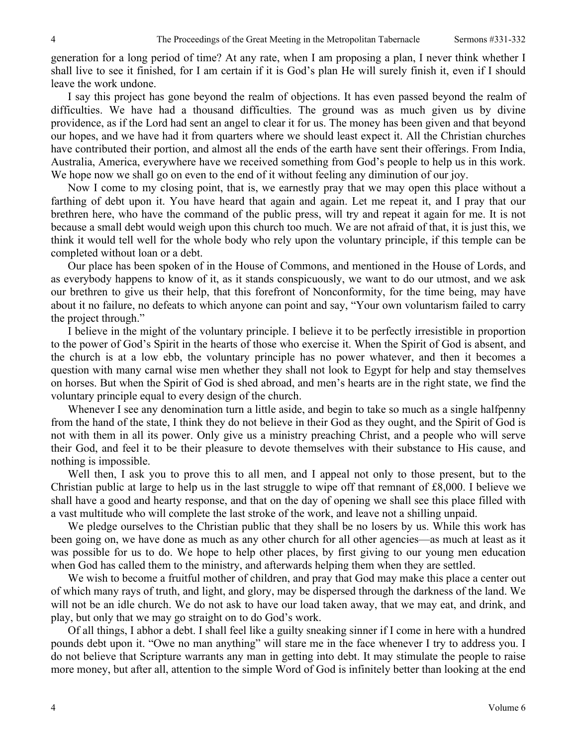generation for a long period of time? At any rate, when I am proposing a plan, I never think whether I shall live to see it finished, for I am certain if it is God's plan He will surely finish it, even if I should leave the work undone.

I say this project has gone beyond the realm of objections. It has even passed beyond the realm of difficulties. We have had a thousand difficulties. The ground was as much given us by divine providence, as if the Lord had sent an angel to clear it for us. The money has been given and that beyond our hopes, and we have had it from quarters where we should least expect it. All the Christian churches have contributed their portion, and almost all the ends of the earth have sent their offerings. From India, Australia, America, everywhere have we received something from God's people to help us in this work. We hope now we shall go on even to the end of it without feeling any diminution of our joy.

Now I come to my closing point, that is, we earnestly pray that we may open this place without a farthing of debt upon it. You have heard that again and again. Let me repeat it, and I pray that our brethren here, who have the command of the public press, will try and repeat it again for me. It is not because a small debt would weigh upon this church too much. We are not afraid of that, it is just this, we think it would tell well for the whole body who rely upon the voluntary principle, if this temple can be completed without loan or a debt.

Our place has been spoken of in the House of Commons, and mentioned in the House of Lords, and as everybody happens to know of it, as it stands conspicuously, we want to do our utmost, and we ask our brethren to give us their help, that this forefront of Nonconformity, for the time being, may have about it no failure, no defeats to which anyone can point and say, "Your own voluntarism failed to carry the project through."

I believe in the might of the voluntary principle. I believe it to be perfectly irresistible in proportion to the power of God's Spirit in the hearts of those who exercise it. When the Spirit of God is absent, and the church is at a low ebb, the voluntary principle has no power whatever, and then it becomes a question with many carnal wise men whether they shall not look to Egypt for help and stay themselves on horses. But when the Spirit of God is shed abroad, and men's hearts are in the right state, we find the voluntary principle equal to every design of the church.

Whenever I see any denomination turn a little aside, and begin to take so much as a single halfpenny from the hand of the state, I think they do not believe in their God as they ought, and the Spirit of God is not with them in all its power. Only give us a ministry preaching Christ, and a people who will serve their God, and feel it to be their pleasure to devote themselves with their substance to His cause, and nothing is impossible.

Well then, I ask you to prove this to all men, and I appeal not only to those present, but to the Christian public at large to help us in the last struggle to wipe off that remnant of £8,000. I believe we shall have a good and hearty response, and that on the day of opening we shall see this place filled with a vast multitude who will complete the last stroke of the work, and leave not a shilling unpaid.

We pledge ourselves to the Christian public that they shall be no losers by us. While this work has been going on, we have done as much as any other church for all other agencies—as much at least as it was possible for us to do. We hope to help other places, by first giving to our young men education when God has called them to the ministry, and afterwards helping them when they are settled.

We wish to become a fruitful mother of children, and pray that God may make this place a center out of which many rays of truth, and light, and glory, may be dispersed through the darkness of the land. We will not be an idle church. We do not ask to have our load taken away, that we may eat, and drink, and play, but only that we may go straight on to do God's work.

Of all things, I abhor a debt. I shall feel like a guilty sneaking sinner if I come in here with a hundred pounds debt upon it. "Owe no man anything" will stare me in the face whenever I try to address you. I do not believe that Scripture warrants any man in getting into debt. It may stimulate the people to raise more money, but after all, attention to the simple Word of God is infinitely better than looking at the end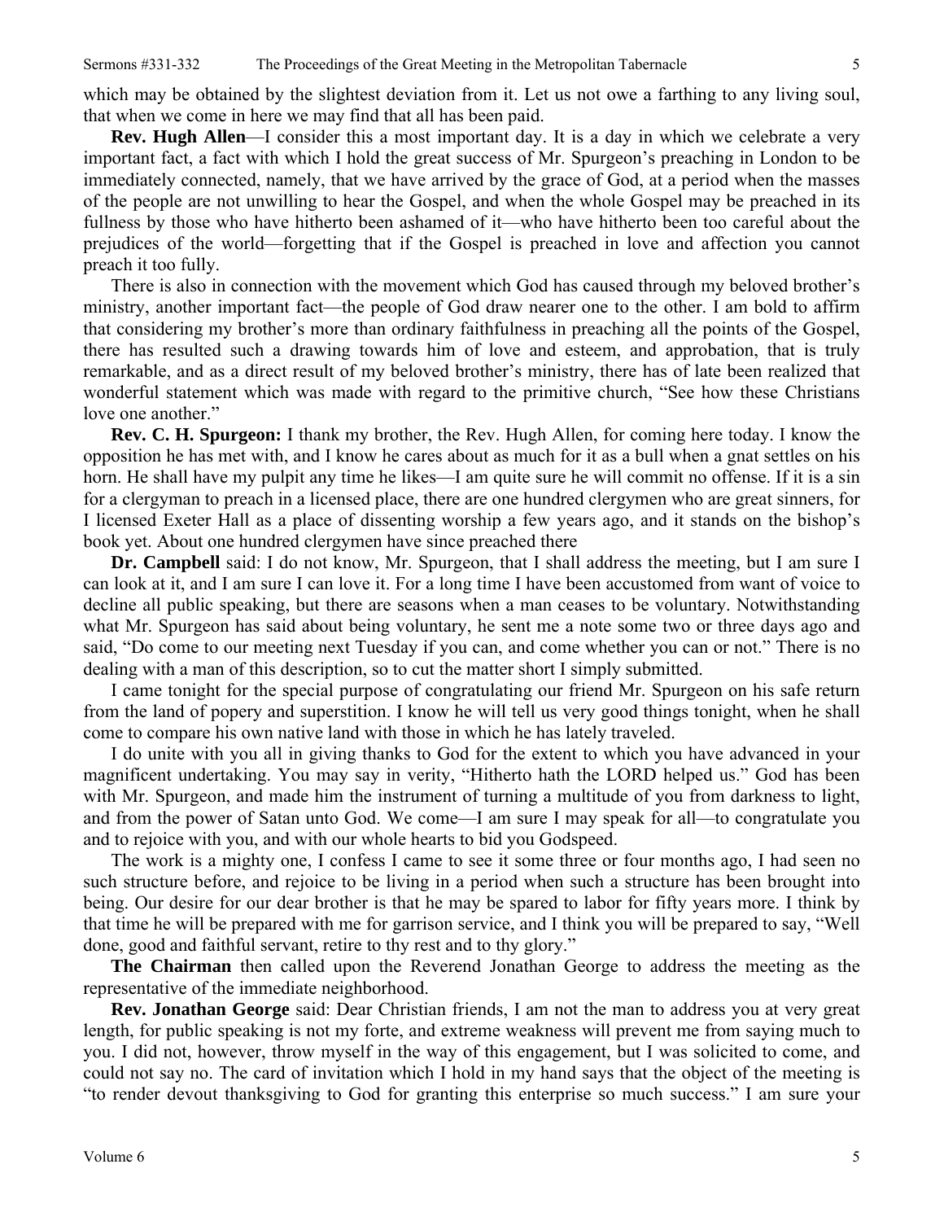which may be obtained by the slightest deviation from it. Let us not owe a farthing to any living soul, that when we come in here we may find that all has been paid.

**Rev. Hugh Allen**—I consider this a most important day. It is a day in which we celebrate a very important fact, a fact with which I hold the great success of Mr. Spurgeon's preaching in London to be immediately connected, namely, that we have arrived by the grace of God, at a period when the masses of the people are not unwilling to hear the Gospel, and when the whole Gospel may be preached in its fullness by those who have hitherto been ashamed of it—who have hitherto been too careful about the prejudices of the world—forgetting that if the Gospel is preached in love and affection you cannot preach it too fully.

There is also in connection with the movement which God has caused through my beloved brother's ministry, another important fact—the people of God draw nearer one to the other. I am bold to affirm that considering my brother's more than ordinary faithfulness in preaching all the points of the Gospel, there has resulted such a drawing towards him of love and esteem, and approbation, that is truly remarkable, and as a direct result of my beloved brother's ministry, there has of late been realized that wonderful statement which was made with regard to the primitive church, "See how these Christians love one another."

**Rev. C. H. Spurgeon:** I thank my brother, the Rev. Hugh Allen, for coming here today. I know the opposition he has met with, and I know he cares about as much for it as a bull when a gnat settles on his horn. He shall have my pulpit any time he likes—I am quite sure he will commit no offense. If it is a sin for a clergyman to preach in a licensed place, there are one hundred clergymen who are great sinners, for I licensed Exeter Hall as a place of dissenting worship a few years ago, and it stands on the bishop's book yet. About one hundred clergymen have since preached there

**Dr. Campbell** said: I do not know, Mr. Spurgeon, that I shall address the meeting, but I am sure I can look at it, and I am sure I can love it. For a long time I have been accustomed from want of voice to decline all public speaking, but there are seasons when a man ceases to be voluntary. Notwithstanding what Mr. Spurgeon has said about being voluntary, he sent me a note some two or three days ago and said, "Do come to our meeting next Tuesday if you can, and come whether you can or not." There is no dealing with a man of this description, so to cut the matter short I simply submitted.

I came tonight for the special purpose of congratulating our friend Mr. Spurgeon on his safe return from the land of popery and superstition. I know he will tell us very good things tonight, when he shall come to compare his own native land with those in which he has lately traveled.

I do unite with you all in giving thanks to God for the extent to which you have advanced in your magnificent undertaking. You may say in verity, "Hitherto hath the LORD helped us." God has been with Mr. Spurgeon, and made him the instrument of turning a multitude of you from darkness to light, and from the power of Satan unto God. We come—I am sure I may speak for all—to congratulate you and to rejoice with you, and with our whole hearts to bid you Godspeed.

The work is a mighty one, I confess I came to see it some three or four months ago, I had seen no such structure before, and rejoice to be living in a period when such a structure has been brought into being. Our desire for our dear brother is that he may be spared to labor for fifty years more. I think by that time he will be prepared with me for garrison service, and I think you will be prepared to say, "Well done, good and faithful servant, retire to thy rest and to thy glory."

**The Chairman** then called upon the Reverend Jonathan George to address the meeting as the representative of the immediate neighborhood.

**Rev. Jonathan George** said: Dear Christian friends, I am not the man to address you at very great length, for public speaking is not my forte, and extreme weakness will prevent me from saying much to you. I did not, however, throw myself in the way of this engagement, but I was solicited to come, and could not say no. The card of invitation which I hold in my hand says that the object of the meeting is "to render devout thanksgiving to God for granting this enterprise so much success." I am sure your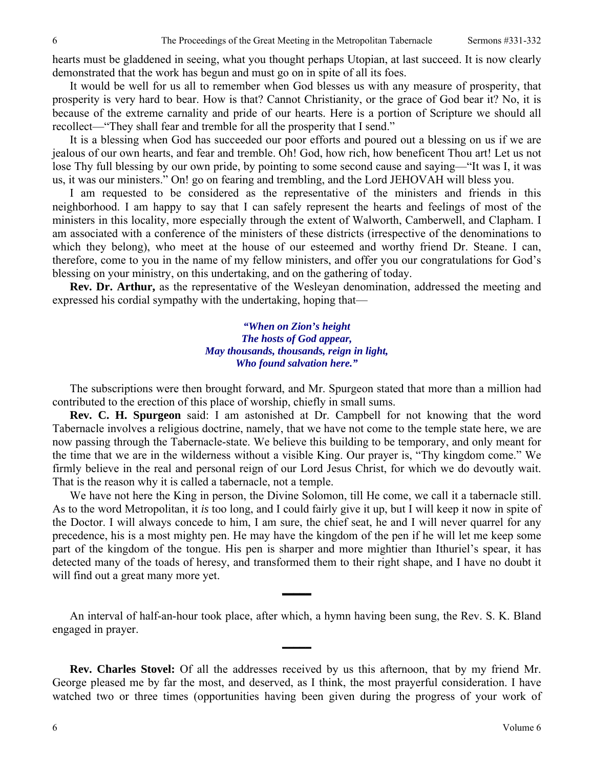hearts must be gladdened in seeing, what you thought perhaps Utopian, at last succeed. It is now clearly demonstrated that the work has begun and must go on in spite of all its foes.

It would be well for us all to remember when God blesses us with any measure of prosperity, that prosperity is very hard to bear. How is that? Cannot Christianity, or the grace of God bear it? No, it is because of the extreme carnality and pride of our hearts. Here is a portion of Scripture we should all recollect—"They shall fear and tremble for all the prosperity that I send."

It is a blessing when God has succeeded our poor efforts and poured out a blessing on us if we are jealous of our own hearts, and fear and tremble. Oh! God, how rich, how beneficent Thou art! Let us not lose Thy full blessing by our own pride, by pointing to some second cause and saying—"It was I, it was us, it was our ministers." On! go on fearing and trembling, and the Lord JEHOVAH will bless you.

I am requested to be considered as the representative of the ministers and friends in this neighborhood. I am happy to say that I can safely represent the hearts and feelings of most of the ministers in this locality, more especially through the extent of Walworth, Camberwell, and Clapham. I am associated with a conference of the ministers of these districts (irrespective of the denominations to which they belong), who meet at the house of our esteemed and worthy friend Dr. Steane. I can, therefore, come to you in the name of my fellow ministers, and offer you our congratulations for God's blessing on your ministry, on this undertaking, and on the gathering of today.

**Rev. Dr. Arthur,** as the representative of the Wesleyan denomination, addressed the meeting and expressed his cordial sympathy with the undertaking, hoping that—

> ***"When on Zion's height***
> ***The hosts of God appear,***
> ***May thousands, thousands, reign in light,***
> ***Who found salvation here."***

The subscriptions were then brought forward, and Mr. Spurgeon stated that more than a million had contributed to the erection of this place of worship, chiefly in small sums.

**Rev. C. H. Spurgeon** said: I am astonished at Dr. Campbell for not knowing that the word Tabernacle involves a religious doctrine, namely, that we have not come to the temple state here, we are now passing through the Tabernacle-state. We believe this building to be temporary, and only meant for the time that we are in the wilderness without a visible King. Our prayer is, "Thy kingdom come." We firmly believe in the real and personal reign of our Lord Jesus Christ, for which we do devoutly wait. That is the reason why it is called a tabernacle, not a temple.

We have not here the King in person, the Divine Solomon, till He come, we call it a tabernacle still. As to the word Metropolitan, it *is* too long, and I could fairly give it up, but I will keep it now in spite of the Doctor. I will always concede to him, I am sure, the chief seat, he and I will never quarrel for any precedence, his is a most mighty pen. He may have the kingdom of the pen if he will let me keep some part of the kingdom of the tongue. His pen is sharper and more mightier than Ithuriel's spear, it has detected many of the toads of heresy, and transformed them to their right shape, and I have no doubt it will find out a great many more yet.

---

An interval of half-an-hour took place, after which, a hymn having been sung, the Rev. S. K. Bland engaged in prayer.

---

**Rev. Charles Stovel:** Of all the addresses received by us this afternoon, that by my friend Mr. George pleased me by far the most, and deserved, as I think, the most prayerful consideration. I have watched two or three times (opportunities having been given during the progress of your work of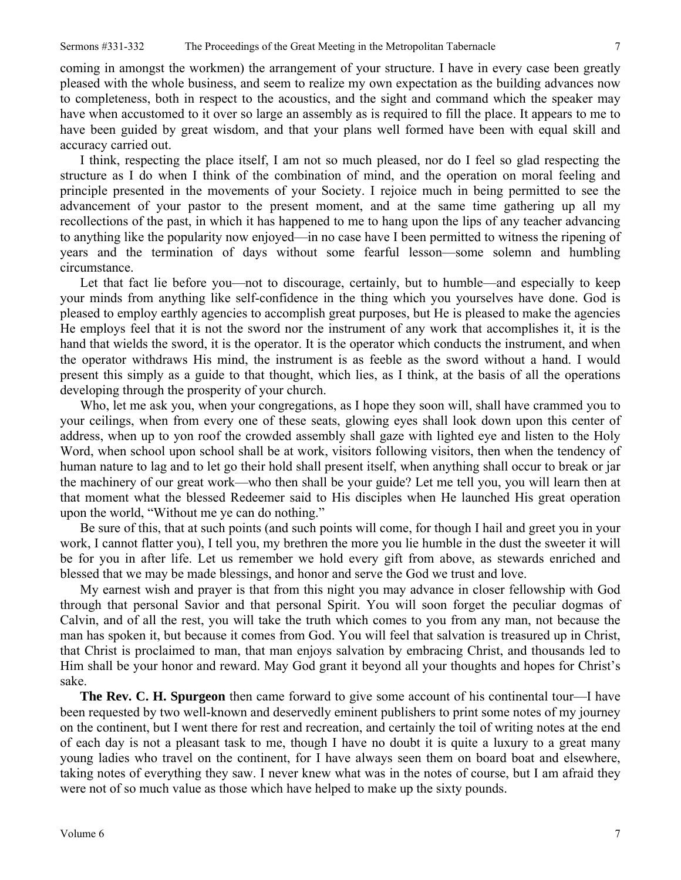coming in amongst the workmen) the arrangement of your structure. I have in every case been greatly pleased with the whole business, and seem to realize my own expectation as the building advances now to completeness, both in respect to the acoustics, and the sight and command which the speaker may have when accustomed to it over so large an assembly as is required to fill the place. It appears to me to have been guided by great wisdom, and that your plans well formed have been with equal skill and accuracy carried out.

I think, respecting the place itself, I am not so much pleased, nor do I feel so glad respecting the structure as I do when I think of the combination of mind, and the operation on moral feeling and principle presented in the movements of your Society. I rejoice much in being permitted to see the advancement of your pastor to the present moment, and at the same time gathering up all my recollections of the past, in which it has happened to me to hang upon the lips of any teacher advancing to anything like the popularity now enjoyed—in no case have I been permitted to witness the ripening of years and the termination of days without some fearful lesson—some solemn and humbling circumstance.

Let that fact lie before you—not to discourage, certainly, but to humble—and especially to keep your minds from anything like self-confidence in the thing which you yourselves have done. God is pleased to employ earthly agencies to accomplish great purposes, but He is pleased to make the agencies He employs feel that it is not the sword nor the instrument of any work that accomplishes it, it is the hand that wields the sword, it is the operator. It is the operator which conducts the instrument, and when the operator withdraws His mind, the instrument is as feeble as the sword without a hand. I would present this simply as a guide to that thought, which lies, as I think, at the basis of all the operations developing through the prosperity of your church.

Who, let me ask you, when your congregations, as I hope they soon will, shall have crammed you to your ceilings, when from every one of these seats, glowing eyes shall look down upon this center of address, when up to yon roof the crowded assembly shall gaze with lighted eye and listen to the Holy Word, when school upon school shall be at work, visitors following visitors, then when the tendency of human nature to lag and to let go their hold shall present itself, when anything shall occur to break or jar the machinery of our great work—who then shall be your guide? Let me tell you, you will learn then at that moment what the blessed Redeemer said to His disciples when He launched His great operation upon the world, "Without me ye can do nothing."

Be sure of this, that at such points (and such points will come, for though I hail and greet you in your work, I cannot flatter you), I tell you, my brethren the more you lie humble in the dust the sweeter it will be for you in after life. Let us remember we hold every gift from above, as stewards enriched and blessed that we may be made blessings, and honor and serve the God we trust and love.

My earnest wish and prayer is that from this night you may advance in closer fellowship with God through that personal Savior and that personal Spirit. You will soon forget the peculiar dogmas of Calvin, and of all the rest, you will take the truth which comes to you from any man, not because the man has spoken it, but because it comes from God. You will feel that salvation is treasured up in Christ, that Christ is proclaimed to man, that man enjoys salvation by embracing Christ, and thousands led to Him shall be your honor and reward. May God grant it beyond all your thoughts and hopes for Christ's sake.

**The Rev. C. H. Spurgeon** then came forward to give some account of his continental tour—I have been requested by two well-known and deservedly eminent publishers to print some notes of my journey on the continent, but I went there for rest and recreation, and certainly the toil of writing notes at the end of each day is not a pleasant task to me, though I have no doubt it is quite a luxury to a great many young ladies who travel on the continent, for I have always seen them on board boat and elsewhere, taking notes of everything they saw. I never knew what was in the notes of course, but I am afraid they were not of so much value as those which have helped to make up the sixty pounds.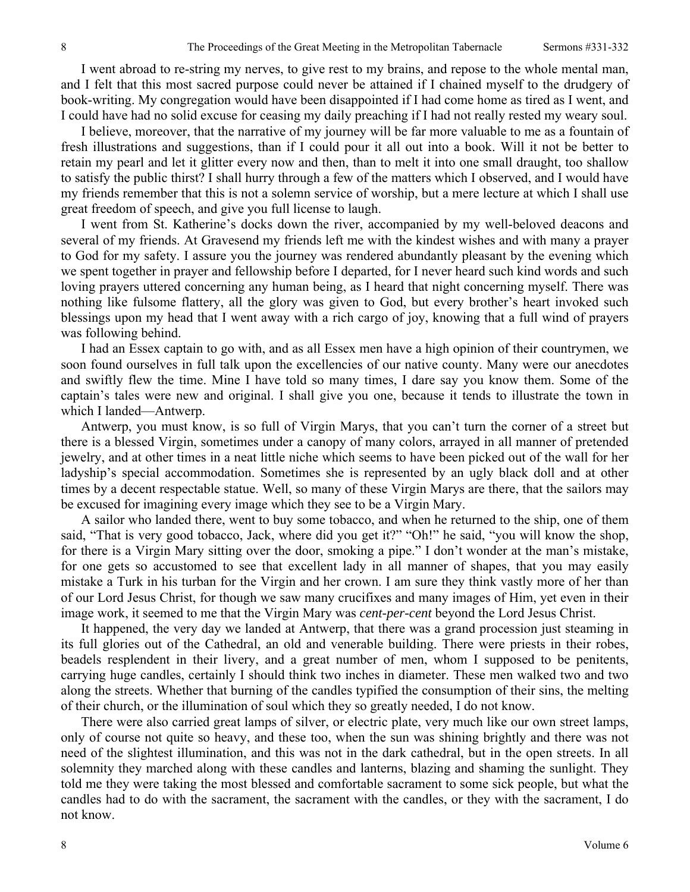I went abroad to re-string my nerves, to give rest to my brains, and repose to the whole mental man, and I felt that this most sacred purpose could never be attained if I chained myself to the drudgery of book-writing. My congregation would have been disappointed if I had come home as tired as I went, and I could have had no solid excuse for ceasing my daily preaching if I had not really rested my weary soul.

I believe, moreover, that the narrative of my journey will be far more valuable to me as a fountain of fresh illustrations and suggestions, than if I could pour it all out into a book. Will it not be better to retain my pearl and let it glitter every now and then, than to melt it into one small draught, too shallow to satisfy the public thirst? I shall hurry through a few of the matters which I observed, and I would have my friends remember that this is not a solemn service of worship, but a mere lecture at which I shall use great freedom of speech, and give you full license to laugh.

I went from St. Katherine's docks down the river, accompanied by my well-beloved deacons and several of my friends. At Gravesend my friends left me with the kindest wishes and with many a prayer to God for my safety. I assure you the journey was rendered abundantly pleasant by the evening which we spent together in prayer and fellowship before I departed, for I never heard such kind words and such loving prayers uttered concerning any human being, as I heard that night concerning myself. There was nothing like fulsome flattery, all the glory was given to God, but every brother's heart invoked such blessings upon my head that I went away with a rich cargo of joy, knowing that a full wind of prayers was following behind.

I had an Essex captain to go with, and as all Essex men have a high opinion of their countrymen, we soon found ourselves in full talk upon the excellencies of our native county. Many were our anecdotes and swiftly flew the time. Mine I have told so many times, I dare say you know them. Some of the captain's tales were new and original. I shall give you one, because it tends to illustrate the town in which I landed—Antwerp.

Antwerp, you must know, is so full of Virgin Marys, that you can't turn the corner of a street but there is a blessed Virgin, sometimes under a canopy of many colors, arrayed in all manner of pretended jewelry, and at other times in a neat little niche which seems to have been picked out of the wall for her ladyship's special accommodation. Sometimes she is represented by an ugly black doll and at other times by a decent respectable statue. Well, so many of these Virgin Marys are there, that the sailors may be excused for imagining every image which they see to be a Virgin Mary.

A sailor who landed there, went to buy some tobacco, and when he returned to the ship, one of them said, "That is very good tobacco, Jack, where did you get it?" "Oh!" he said, "you will know the shop, for there is a Virgin Mary sitting over the door, smoking a pipe." I don't wonder at the man's mistake, for one gets so accustomed to see that excellent lady in all manner of shapes, that you may easily mistake a Turk in his turban for the Virgin and her crown. I am sure they think vastly more of her than of our Lord Jesus Christ, for though we saw many crucifixes and many images of Him, yet even in their image work, it seemed to me that the Virgin Mary was *cent-per-cent* beyond the Lord Jesus Christ.

It happened, the very day we landed at Antwerp, that there was a grand procession just steaming in its full glories out of the Cathedral, an old and venerable building. There were priests in their robes, beadels resplendent in their livery, and a great number of men, whom I supposed to be penitents, carrying huge candles, certainly I should think two inches in diameter. These men walked two and two along the streets. Whether that burning of the candles typified the consumption of their sins, the melting of their church, or the illumination of soul which they so greatly needed, I do not know.

There were also carried great lamps of silver, or electric plate, very much like our own street lamps, only of course not quite so heavy, and these too, when the sun was shining brightly and there was not need of the slightest illumination, and this was not in the dark cathedral, but in the open streets. In all solemnity they marched along with these candles and lanterns, blazing and shaming the sunlight. They told me they were taking the most blessed and comfortable sacrament to some sick people, but what the candles had to do with the sacrament, the sacrament with the candles, or they with the sacrament, I do not know.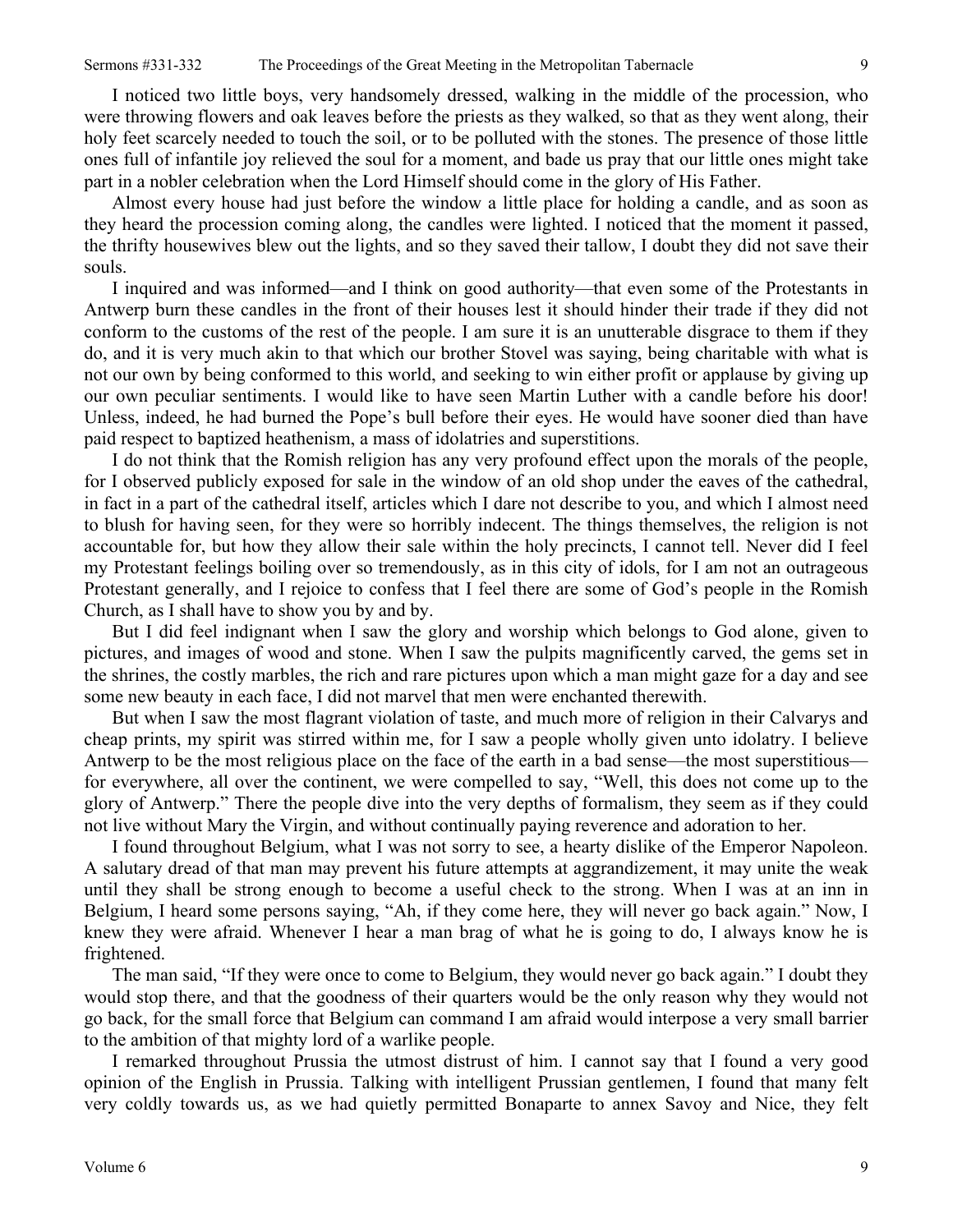I noticed two little boys, very handsomely dressed, walking in the middle of the procession, who were throwing flowers and oak leaves before the priests as they walked, so that as they went along, their holy feet scarcely needed to touch the soil, or to be polluted with the stones. The presence of those little ones full of infantile joy relieved the soul for a moment, and bade us pray that our little ones might take part in a nobler celebration when the Lord Himself should come in the glory of His Father.

Almost every house had just before the window a little place for holding a candle, and as soon as they heard the procession coming along, the candles were lighted. I noticed that the moment it passed, the thrifty housewives blew out the lights, and so they saved their tallow, I doubt they did not save their souls.

I inquired and was informed—and I think on good authority—that even some of the Protestants in Antwerp burn these candles in the front of their houses lest it should hinder their trade if they did not conform to the customs of the rest of the people. I am sure it is an unutterable disgrace to them if they do, and it is very much akin to that which our brother Stovel was saying, being charitable with what is not our own by being conformed to this world, and seeking to win either profit or applause by giving up our own peculiar sentiments. I would like to have seen Martin Luther with a candle before his door! Unless, indeed, he had burned the Pope's bull before their eyes. He would have sooner died than have paid respect to baptized heathenism, a mass of idolatries and superstitions.

I do not think that the Romish religion has any very profound effect upon the morals of the people, for I observed publicly exposed for sale in the window of an old shop under the eaves of the cathedral, in fact in a part of the cathedral itself, articles which I dare not describe to you, and which I almost need to blush for having seen, for they were so horribly indecent. The things themselves, the religion is not accountable for, but how they allow their sale within the holy precincts, I cannot tell. Never did I feel my Protestant feelings boiling over so tremendously, as in this city of idols, for I am not an outrageous Protestant generally, and I rejoice to confess that I feel there are some of God's people in the Romish Church, as I shall have to show you by and by.

But I did feel indignant when I saw the glory and worship which belongs to God alone, given to pictures, and images of wood and stone. When I saw the pulpits magnificently carved, the gems set in the shrines, the costly marbles, the rich and rare pictures upon which a man might gaze for a day and see some new beauty in each face, I did not marvel that men were enchanted therewith.

But when I saw the most flagrant violation of taste, and much more of religion in their Calvarys and cheap prints, my spirit was stirred within me, for I saw a people wholly given unto idolatry. I believe Antwerp to be the most religious place on the face of the earth in a bad sense—the most superstitious—for everywhere, all over the continent, we were compelled to say, "Well, this does not come up to the glory of Antwerp." There the people dive into the very depths of formalism, they seem as if they could not live without Mary the Virgin, and without continually paying reverence and adoration to her.

I found throughout Belgium, what I was not sorry to see, a hearty dislike of the Emperor Napoleon. A salutary dread of that man may prevent his future attempts at aggrandizement, it may unite the weak until they shall be strong enough to become a useful check to the strong. When I was at an inn in Belgium, I heard some persons saying, "Ah, if they come here, they will never go back again." Now, I knew they were afraid. Whenever I hear a man brag of what he is going to do, I always know he is frightened.

The man said, "If they were once to come to Belgium, they would never go back again." I doubt they would stop there, and that the goodness of their quarters would be the only reason why they would not go back, for the small force that Belgium can command I am afraid would interpose a very small barrier to the ambition of that mighty lord of a warlike people.

I remarked throughout Prussia the utmost distrust of him. I cannot say that I found a very good opinion of the English in Prussia. Talking with intelligent Prussian gentlemen, I found that many felt very coldly towards us, as we had quietly permitted Bonaparte to annex Savoy and Nice, they felt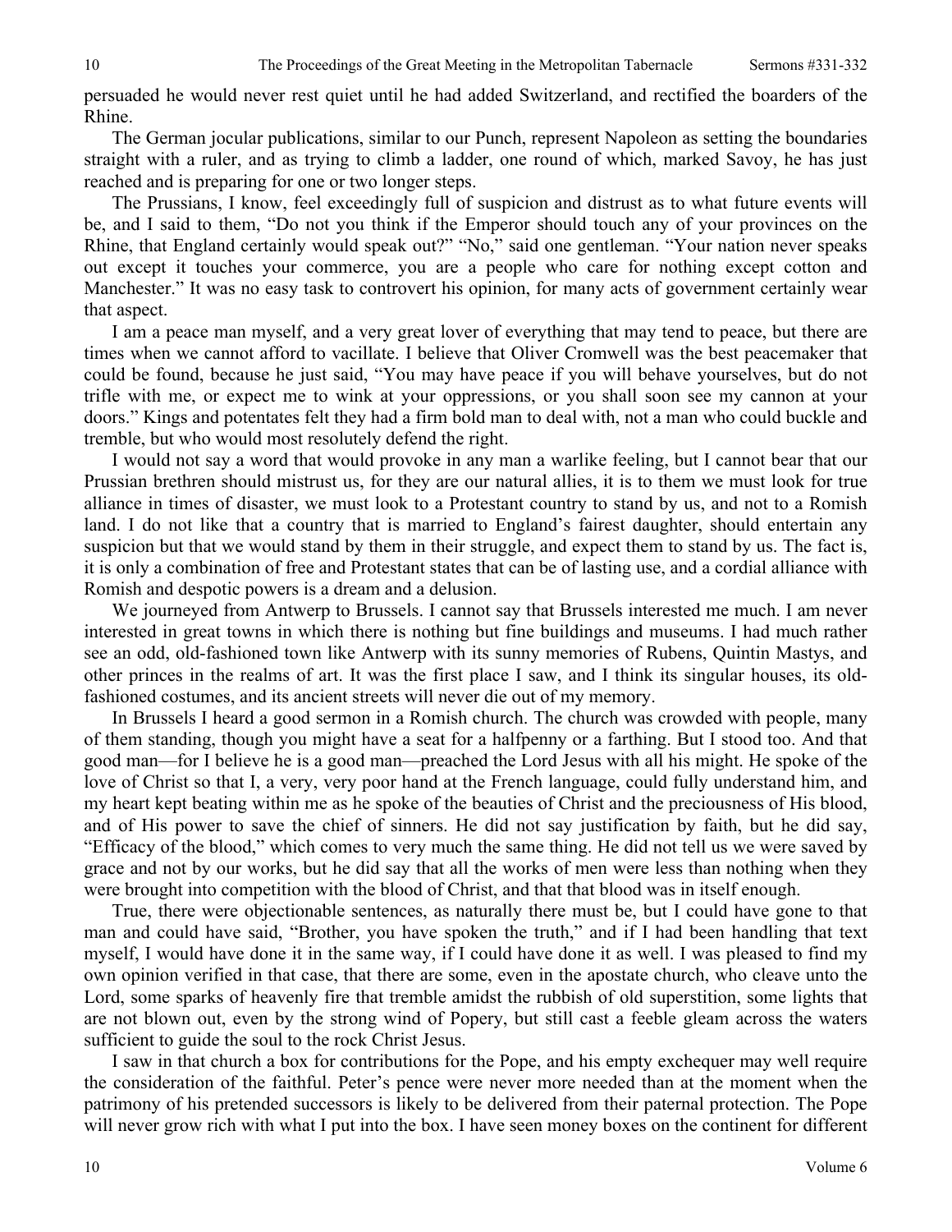persuaded he would never rest quiet until he had added Switzerland, and rectified the boarders of the Rhine.

The German jocular publications, similar to our Punch, represent Napoleon as setting the boundaries straight with a ruler, and as trying to climb a ladder, one round of which, marked Savoy, he has just reached and is preparing for one or two longer steps.

The Prussians, I know, feel exceedingly full of suspicion and distrust as to what future events will be, and I said to them, "Do not you think if the Emperor should touch any of your provinces on the Rhine, that England certainly would speak out?" "No," said one gentleman. "Your nation never speaks out except it touches your commerce, you are a people who care for nothing except cotton and Manchester." It was no easy task to controvert his opinion, for many acts of government certainly wear that aspect.

I am a peace man myself, and a very great lover of everything that may tend to peace, but there are times when we cannot afford to vacillate. I believe that Oliver Cromwell was the best peacemaker that could be found, because he just said, "You may have peace if you will behave yourselves, but do not trifle with me, or expect me to wink at your oppressions, or you shall soon see my cannon at your doors." Kings and potentates felt they had a firm bold man to deal with, not a man who could buckle and tremble, but who would most resolutely defend the right.

I would not say a word that would provoke in any man a warlike feeling, but I cannot bear that our Prussian brethren should mistrust us, for they are our natural allies, it is to them we must look for true alliance in times of disaster, we must look to a Protestant country to stand by us, and not to a Romish land. I do not like that a country that is married to England's fairest daughter, should entertain any suspicion but that we would stand by them in their struggle, and expect them to stand by us. The fact is, it is only a combination of free and Protestant states that can be of lasting use, and a cordial alliance with Romish and despotic powers is a dream and a delusion.

We journeyed from Antwerp to Brussels. I cannot say that Brussels interested me much. I am never interested in great towns in which there is nothing but fine buildings and museums. I had much rather see an odd, old-fashioned town like Antwerp with its sunny memories of Rubens, Quintin Mastys, and other princes in the realms of art. It was the first place I saw, and I think its singular houses, its old-fashioned costumes, and its ancient streets will never die out of my memory.

In Brussels I heard a good sermon in a Romish church. The church was crowded with people, many of them standing, though you might have a seat for a halfpenny or a farthing. But I stood too. And that good man—for I believe he is a good man—preached the Lord Jesus with all his might. He spoke of the love of Christ so that I, a very, very poor hand at the French language, could fully understand him, and my heart kept beating within me as he spoke of the beauties of Christ and the preciousness of His blood, and of His power to save the chief of sinners. He did not say justification by faith, but he did say, "Efficacy of the blood," which comes to very much the same thing. He did not tell us we were saved by grace and not by our works, but he did say that all the works of men were less than nothing when they were brought into competition with the blood of Christ, and that that blood was in itself enough.

True, there were objectionable sentences, as naturally there must be, but I could have gone to that man and could have said, "Brother, you have spoken the truth," and if I had been handling that text myself, I would have done it in the same way, if I could have done it as well. I was pleased to find my own opinion verified in that case, that there are some, even in the apostate church, who cleave unto the Lord, some sparks of heavenly fire that tremble amidst the rubbish of old superstition, some lights that are not blown out, even by the strong wind of Popery, but still cast a feeble gleam across the waters sufficient to guide the soul to the rock Christ Jesus.

I saw in that church a box for contributions for the Pope, and his empty exchequer may well require the consideration of the faithful. Peter's pence were never more needed than at the moment when the patrimony of his pretended successors is likely to be delivered from their paternal protection. The Pope will never grow rich with what I put into the box. I have seen money boxes on the continent for different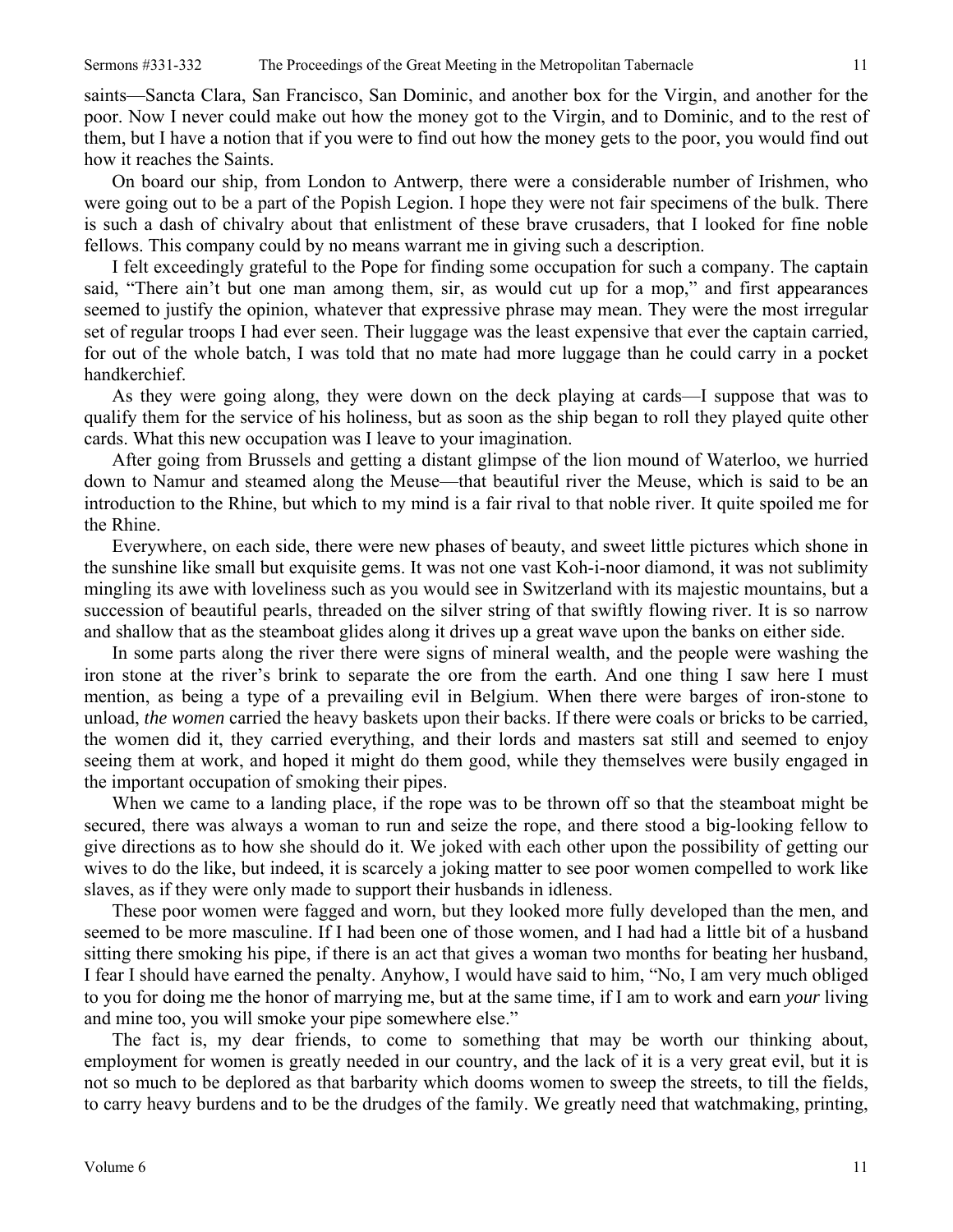saints—Sancta Clara, San Francisco, San Dominic, and another box for the Virgin, and another for the poor. Now I never could make out how the money got to the Virgin, and to Dominic, and to the rest of them, but I have a notion that if you were to find out how the money gets to the poor, you would find out how it reaches the Saints.

On board our ship, from London to Antwerp, there were a considerable number of Irishmen, who were going out to be a part of the Popish Legion. I hope they were not fair specimens of the bulk. There is such a dash of chivalry about that enlistment of these brave crusaders, that I looked for fine noble fellows. This company could by no means warrant me in giving such a description.

I felt exceedingly grateful to the Pope for finding some occupation for such a company. The captain said, "There ain't but one man among them, sir, as would cut up for a mop," and first appearances seemed to justify the opinion, whatever that expressive phrase may mean. They were the most irregular set of regular troops I had ever seen. Their luggage was the least expensive that ever the captain carried, for out of the whole batch, I was told that no mate had more luggage than he could carry in a pocket handkerchief.

As they were going along, they were down on the deck playing at cards—I suppose that was to qualify them for the service of his holiness, but as soon as the ship began to roll they played quite other cards. What this new occupation was I leave to your imagination.

After going from Brussels and getting a distant glimpse of the lion mound of Waterloo, we hurried down to Namur and steamed along the Meuse—that beautiful river the Meuse, which is said to be an introduction to the Rhine, but which to my mind is a fair rival to that noble river. It quite spoiled me for the Rhine.

Everywhere, on each side, there were new phases of beauty, and sweet little pictures which shone in the sunshine like small but exquisite gems. It was not one vast Koh-i-noor diamond, it was not sublimity mingling its awe with loveliness such as you would see in Switzerland with its majestic mountains, but a succession of beautiful pearls, threaded on the silver string of that swiftly flowing river. It is so narrow and shallow that as the steamboat glides along it drives up a great wave upon the banks on either side.

In some parts along the river there were signs of mineral wealth, and the people were washing the iron stone at the river's brink to separate the ore from the earth. And one thing I saw here I must mention, as being a type of a prevailing evil in Belgium. When there were barges of iron-stone to unload, *the women* carried the heavy baskets upon their backs. If there were coals or bricks to be carried, the women did it, they carried everything, and their lords and masters sat still and seemed to enjoy seeing them at work, and hoped it might do them good, while they themselves were busily engaged in the important occupation of smoking their pipes.

When we came to a landing place, if the rope was to be thrown off so that the steamboat might be secured, there was always a woman to run and seize the rope, and there stood a big-looking fellow to give directions as to how she should do it. We joked with each other upon the possibility of getting our wives to do the like, but indeed, it is scarcely a joking matter to see poor women compelled to work like slaves, as if they were only made to support their husbands in idleness.

These poor women were fagged and worn, but they looked more fully developed than the men, and seemed to be more masculine. If I had been one of those women, and I had had a little bit of a husband sitting there smoking his pipe, if there is an act that gives a woman two months for beating her husband, I fear I should have earned the penalty. Anyhow, I would have said to him, "No, I am very much obliged to you for doing me the honor of marrying me, but at the same time, if I am to work and earn *your* living and mine too, you will smoke your pipe somewhere else."

The fact is, my dear friends, to come to something that may be worth our thinking about, employment for women is greatly needed in our country, and the lack of it is a very great evil, but it is not so much to be deplored as that barbarity which dooms women to sweep the streets, to till the fields, to carry heavy burdens and to be the drudges of the family. We greatly need that watchmaking, printing,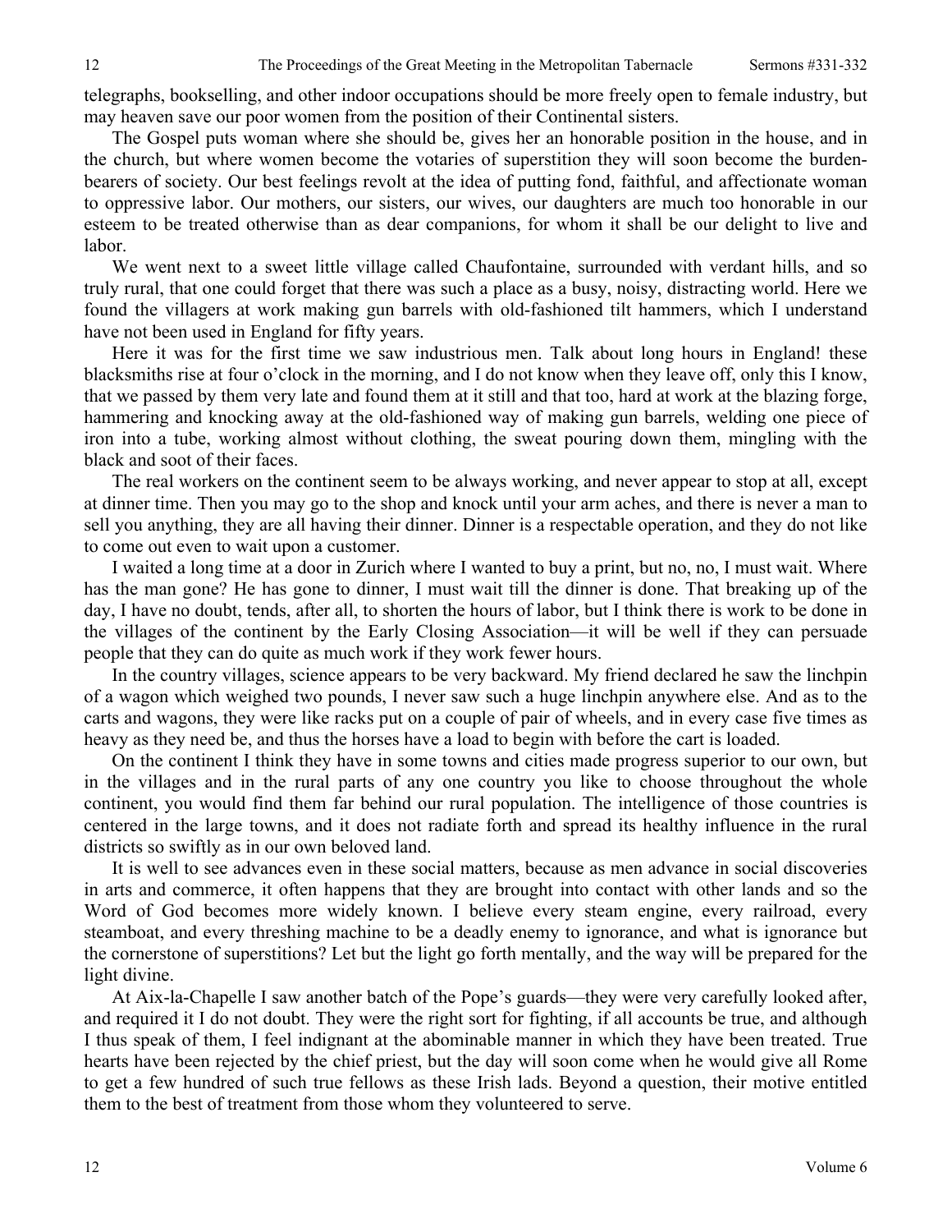telegraphs, bookselling, and other indoor occupations should be more freely open to female industry, but may heaven save our poor women from the position of their Continental sisters.

The Gospel puts woman where she should be, gives her an honorable position in the house, and in the church, but where women become the votaries of superstition they will soon become the burden-bearers of society. Our best feelings revolt at the idea of putting fond, faithful, and affectionate woman to oppressive labor. Our mothers, our sisters, our wives, our daughters are much too honorable in our esteem to be treated otherwise than as dear companions, for whom it shall be our delight to live and labor.

We went next to a sweet little village called Chaufontaine, surrounded with verdant hills, and so truly rural, that one could forget that there was such a place as a busy, noisy, distracting world. Here we found the villagers at work making gun barrels with old-fashioned tilt hammers, which I understand have not been used in England for fifty years.

Here it was for the first time we saw industrious men. Talk about long hours in England! these blacksmiths rise at four o'clock in the morning, and I do not know when they leave off, only this I know, that we passed by them very late and found them at it still and that too, hard at work at the blazing forge, hammering and knocking away at the old-fashioned way of making gun barrels, welding one piece of iron into a tube, working almost without clothing, the sweat pouring down them, mingling with the black and soot of their faces.

The real workers on the continent seem to be always working, and never appear to stop at all, except at dinner time. Then you may go to the shop and knock until your arm aches, and there is never a man to sell you anything, they are all having their dinner. Dinner is a respectable operation, and they do not like to come out even to wait upon a customer.

I waited a long time at a door in Zurich where I wanted to buy a print, but no, no, I must wait. Where has the man gone? He has gone to dinner, I must wait till the dinner is done. That breaking up of the day, I have no doubt, tends, after all, to shorten the hours of labor, but I think there is work to be done in the villages of the continent by the Early Closing Association—it will be well if they can persuade people that they can do quite as much work if they work fewer hours.

In the country villages, science appears to be very backward. My friend declared he saw the linchpin of a wagon which weighed two pounds, I never saw such a huge linchpin anywhere else. And as to the carts and wagons, they were like racks put on a couple of pair of wheels, and in every case five times as heavy as they need be, and thus the horses have a load to begin with before the cart is loaded.

On the continent I think they have in some towns and cities made progress superior to our own, but in the villages and in the rural parts of any one country you like to choose throughout the whole continent, you would find them far behind our rural population. The intelligence of those countries is centered in the large towns, and it does not radiate forth and spread its healthy influence in the rural districts so swiftly as in our own beloved land.

It is well to see advances even in these social matters, because as men advance in social discoveries in arts and commerce, it often happens that they are brought into contact with other lands and so the Word of God becomes more widely known. I believe every steam engine, every railroad, every steamboat, and every threshing machine to be a deadly enemy to ignorance, and what is ignorance but the cornerstone of superstitions? Let but the light go forth mentally, and the way will be prepared for the light divine.

At Aix-la-Chapelle I saw another batch of the Pope's guards—they were very carefully looked after, and required it I do not doubt. They were the right sort for fighting, if all accounts be true, and although I thus speak of them, I feel indignant at the abominable manner in which they have been treated. True hearts have been rejected by the chief priest, but the day will soon come when he would give all Rome to get a few hundred of such true fellows as these Irish lads. Beyond a question, their motive entitled them to the best of treatment from those whom they volunteered to serve.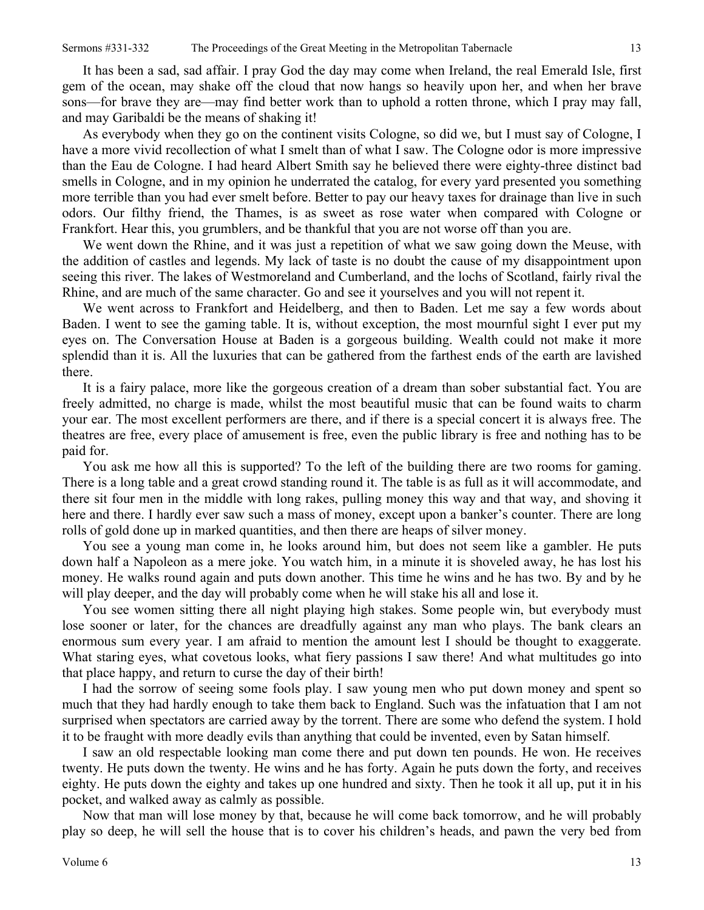It has been a sad, sad affair. I pray God the day may come when Ireland, the real Emerald Isle, first gem of the ocean, may shake off the cloud that now hangs so heavily upon her, and when her brave sons—for brave they are—may find better work than to uphold a rotten throne, which I pray may fall, and may Garibaldi be the means of shaking it!

As everybody when they go on the continent visits Cologne, so did we, but I must say of Cologne, I have a more vivid recollection of what I smelt than of what I saw. The Cologne odor is more impressive than the Eau de Cologne. I had heard Albert Smith say he believed there were eighty-three distinct bad smells in Cologne, and in my opinion he underrated the catalog, for every yard presented you something more terrible than you had ever smelt before. Better to pay our heavy taxes for drainage than live in such odors. Our filthy friend, the Thames, is as sweet as rose water when compared with Cologne or Frankfort. Hear this, you grumblers, and be thankful that you are not worse off than you are.

We went down the Rhine, and it was just a repetition of what we saw going down the Meuse, with the addition of castles and legends. My lack of taste is no doubt the cause of my disappointment upon seeing this river. The lakes of Westmoreland and Cumberland, and the lochs of Scotland, fairly rival the Rhine, and are much of the same character. Go and see it yourselves and you will not repent it.

We went across to Frankfort and Heidelberg, and then to Baden. Let me say a few words about Baden. I went to see the gaming table. It is, without exception, the most mournful sight I ever put my eyes on. The Conversation House at Baden is a gorgeous building. Wealth could not make it more splendid than it is. All the luxuries that can be gathered from the farthest ends of the earth are lavished there.

It is a fairy palace, more like the gorgeous creation of a dream than sober substantial fact. You are freely admitted, no charge is made, whilst the most beautiful music that can be found waits to charm your ear. The most excellent performers are there, and if there is a special concert it is always free. The theatres are free, every place of amusement is free, even the public library is free and nothing has to be paid for.

You ask me how all this is supported? To the left of the building there are two rooms for gaming. There is a long table and a great crowd standing round it. The table is as full as it will accommodate, and there sit four men in the middle with long rakes, pulling money this way and that way, and shoving it here and there. I hardly ever saw such a mass of money, except upon a banker's counter. There are long rolls of gold done up in marked quantities, and then there are heaps of silver money.

You see a young man come in, he looks around him, but does not seem like a gambler. He puts down half a Napoleon as a mere joke. You watch him, in a minute it is shoveled away, he has lost his money. He walks round again and puts down another. This time he wins and he has two. By and by he will play deeper, and the day will probably come when he will stake his all and lose it.

You see women sitting there all night playing high stakes. Some people win, but everybody must lose sooner or later, for the chances are dreadfully against any man who plays. The bank clears an enormous sum every year. I am afraid to mention the amount lest I should be thought to exaggerate. What staring eyes, what covetous looks, what fiery passions I saw there! And what multitudes go into that place happy, and return to curse the day of their birth!

I had the sorrow of seeing some fools play. I saw young men who put down money and spent so much that they had hardly enough to take them back to England. Such was the infatuation that I am not surprised when spectators are carried away by the torrent. There are some who defend the system. I hold it to be fraught with more deadly evils than anything that could be invented, even by Satan himself.

I saw an old respectable looking man come there and put down ten pounds. He won. He receives twenty. He puts down the twenty. He wins and he has forty. Again he puts down the forty, and receives eighty. He puts down the eighty and takes up one hundred and sixty. Then he took it all up, put it in his pocket, and walked away as calmly as possible.

Now that man will lose money by that, because he will come back tomorrow, and he will probably play so deep, he will sell the house that is to cover his children's heads, and pawn the very bed from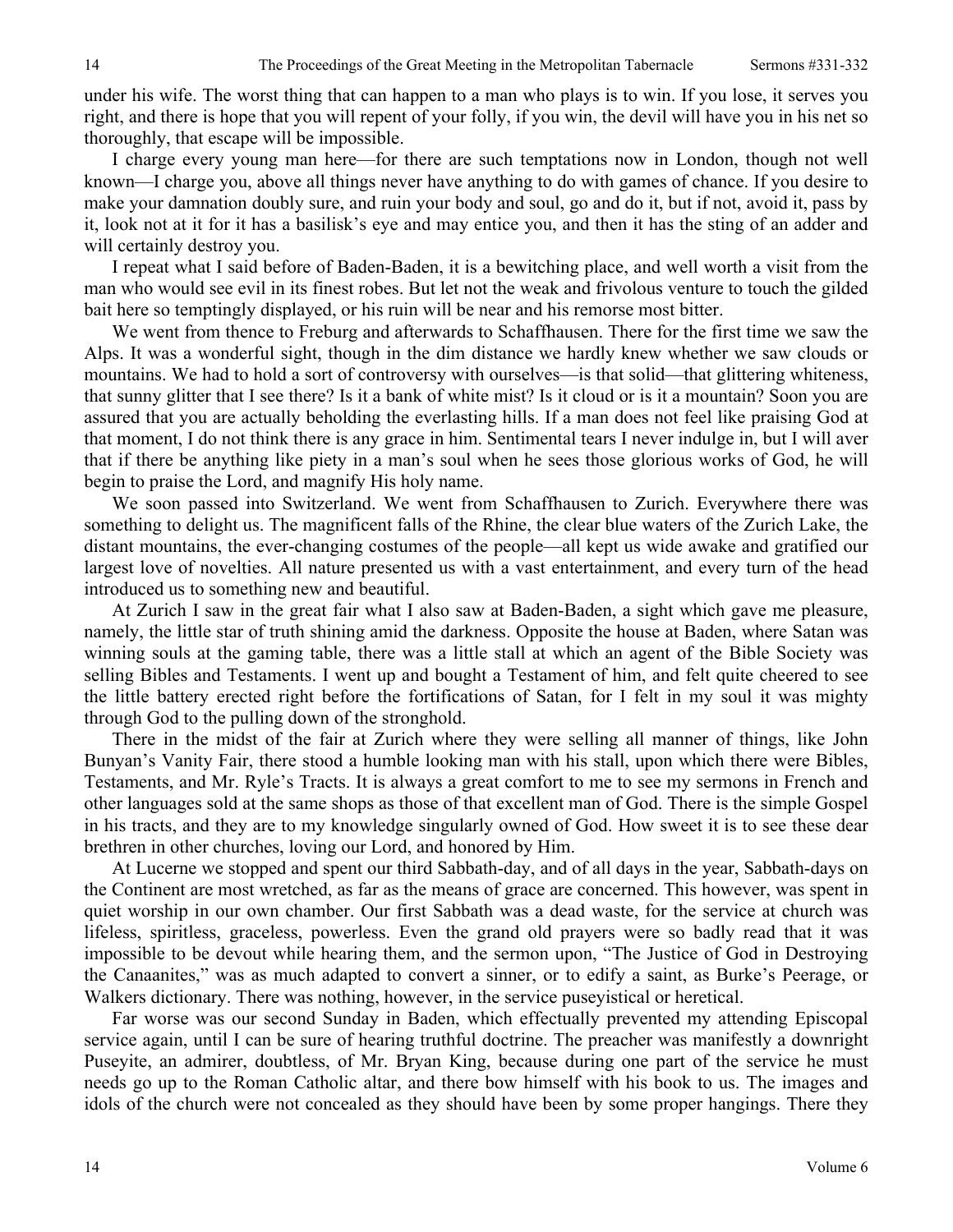under his wife. The worst thing that can happen to a man who plays is to win. If you lose, it serves you right, and there is hope that you will repent of your folly, if you win, the devil will have you in his net so thoroughly, that escape will be impossible.

I charge every young man here—for there are such temptations now in London, though not well known—I charge you, above all things never have anything to do with games of chance. If you desire to make your damnation doubly sure, and ruin your body and soul, go and do it, but if not, avoid it, pass by it, look not at it for it has a basilisk's eye and may entice you, and then it has the sting of an adder and will certainly destroy you.

I repeat what I said before of Baden-Baden, it is a bewitching place, and well worth a visit from the man who would see evil in its finest robes. But let not the weak and frivolous venture to touch the gilded bait here so temptingly displayed, or his ruin will be near and his remorse most bitter.

We went from thence to Freburg and afterwards to Schaffhausen. There for the first time we saw the Alps. It was a wonderful sight, though in the dim distance we hardly knew whether we saw clouds or mountains. We had to hold a sort of controversy with ourselves—is that solid—that glittering whiteness, that sunny glitter that I see there? Is it a bank of white mist? Is it cloud or is it a mountain? Soon you are assured that you are actually beholding the everlasting hills. If a man does not feel like praising God at that moment, I do not think there is any grace in him. Sentimental tears I never indulge in, but I will aver that if there be anything like piety in a man's soul when he sees those glorious works of God, he will begin to praise the Lord, and magnify His holy name.

We soon passed into Switzerland. We went from Schaffhausen to Zurich. Everywhere there was something to delight us. The magnificent falls of the Rhine, the clear blue waters of the Zurich Lake, the distant mountains, the ever-changing costumes of the people—all kept us wide awake and gratified our largest love of novelties. All nature presented us with a vast entertainment, and every turn of the head introduced us to something new and beautiful.

At Zurich I saw in the great fair what I also saw at Baden-Baden, a sight which gave me pleasure, namely, the little star of truth shining amid the darkness. Opposite the house at Baden, where Satan was winning souls at the gaming table, there was a little stall at which an agent of the Bible Society was selling Bibles and Testaments. I went up and bought a Testament of him, and felt quite cheered to see the little battery erected right before the fortifications of Satan, for I felt in my soul it was mighty through God to the pulling down of the stronghold.

There in the midst of the fair at Zurich where they were selling all manner of things, like John Bunyan's Vanity Fair, there stood a humble looking man with his stall, upon which there were Bibles, Testaments, and Mr. Ryle's Tracts. It is always a great comfort to me to see my sermons in French and other languages sold at the same shops as those of that excellent man of God. There is the simple Gospel in his tracts, and they are to my knowledge singularly owned of God. How sweet it is to see these dear brethren in other churches, loving our Lord, and honored by Him.

At Lucerne we stopped and spent our third Sabbath-day, and of all days in the year, Sabbath-days on the Continent are most wretched, as far as the means of grace are concerned. This however, was spent in quiet worship in our own chamber. Our first Sabbath was a dead waste, for the service at church was lifeless, spiritless, graceless, powerless. Even the grand old prayers were so badly read that it was impossible to be devout while hearing them, and the sermon upon, "The Justice of God in Destroying the Canaanites," was as much adapted to convert a sinner, or to edify a saint, as Burke's Peerage, or Walkers dictionary. There was nothing, however, in the service puseyistical or heretical.

Far worse was our second Sunday in Baden, which effectually prevented my attending Episcopal service again, until I can be sure of hearing truthful doctrine. The preacher was manifestly a downright Puseyite, an admirer, doubtless, of Mr. Bryan King, because during one part of the service he must needs go up to the Roman Catholic altar, and there bow himself with his book to us. The images and idols of the church were not concealed as they should have been by some proper hangings. There they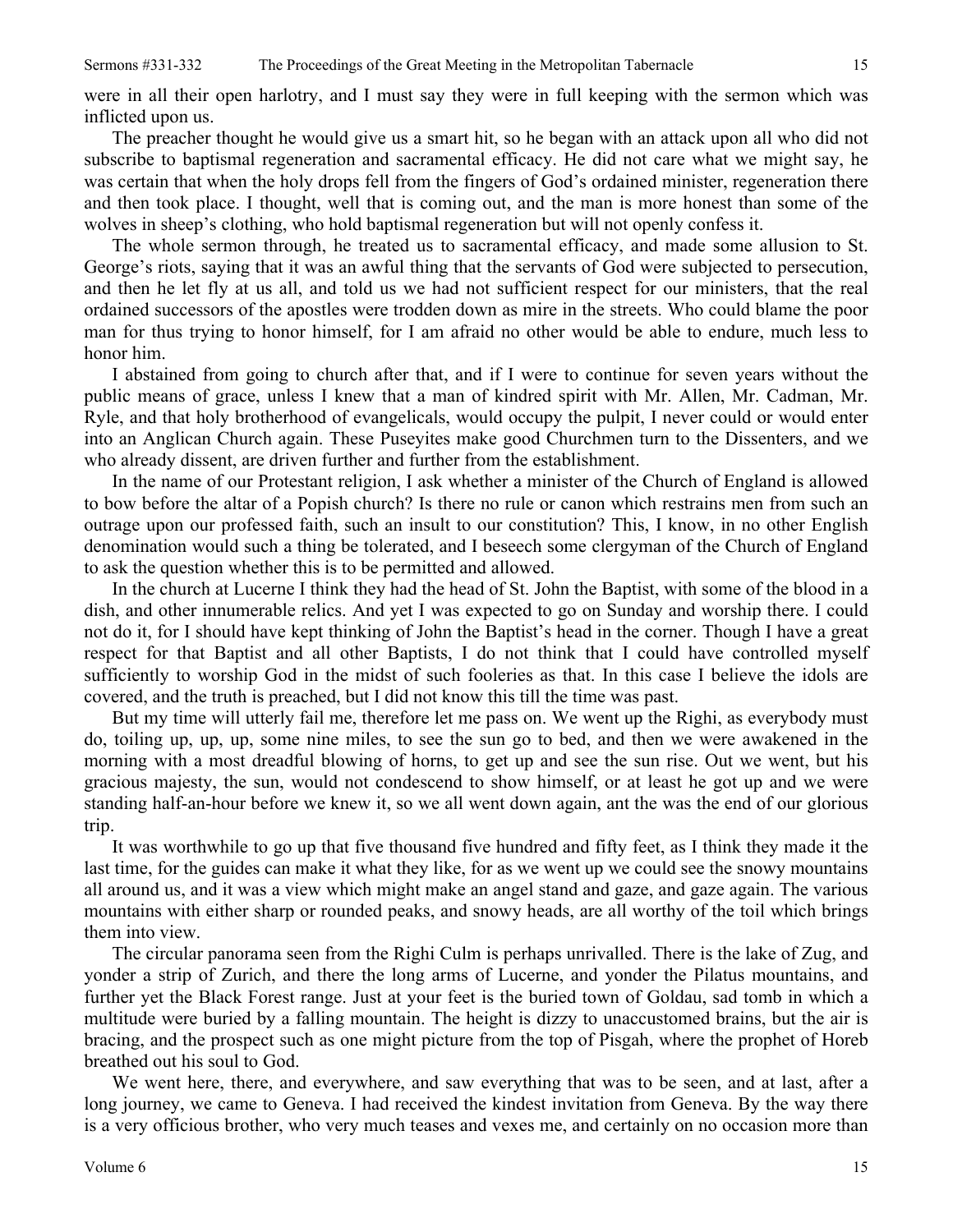were in all their open harlotry, and I must say they were in full keeping with the sermon which was inflicted upon us.

The preacher thought he would give us a smart hit, so he began with an attack upon all who did not subscribe to baptismal regeneration and sacramental efficacy. He did not care what we might say, he was certain that when the holy drops fell from the fingers of God's ordained minister, regeneration there and then took place. I thought, well that is coming out, and the man is more honest than some of the wolves in sheep's clothing, who hold baptismal regeneration but will not openly confess it.

The whole sermon through, he treated us to sacramental efficacy, and made some allusion to St. George's riots, saying that it was an awful thing that the servants of God were subjected to persecution, and then he let fly at us all, and told us we had not sufficient respect for our ministers, that the real ordained successors of the apostles were trodden down as mire in the streets. Who could blame the poor man for thus trying to honor himself, for I am afraid no other would be able to endure, much less to honor him.

I abstained from going to church after that, and if I were to continue for seven years without the public means of grace, unless I knew that a man of kindred spirit with Mr. Allen, Mr. Cadman, Mr. Ryle, and that holy brotherhood of evangelicals, would occupy the pulpit, I never could or would enter into an Anglican Church again. These Puseyites make good Churchmen turn to the Dissenters, and we who already dissent, are driven further and further from the establishment.

In the name of our Protestant religion, I ask whether a minister of the Church of England is allowed to bow before the altar of a Popish church? Is there no rule or canon which restrains men from such an outrage upon our professed faith, such an insult to our constitution? This, I know, in no other English denomination would such a thing be tolerated, and I beseech some clergyman of the Church of England to ask the question whether this is to be permitted and allowed.

In the church at Lucerne I think they had the head of St. John the Baptist, with some of the blood in a dish, and other innumerable relics. And yet I was expected to go on Sunday and worship there. I could not do it, for I should have kept thinking of John the Baptist's head in the corner. Though I have a great respect for that Baptist and all other Baptists, I do not think that I could have controlled myself sufficiently to worship God in the midst of such fooleries as that. In this case I believe the idols are covered, and the truth is preached, but I did not know this till the time was past.

But my time will utterly fail me, therefore let me pass on. We went up the Righi, as everybody must do, toiling up, up, up, some nine miles, to see the sun go to bed, and then we were awakened in the morning with a most dreadful blowing of horns, to get up and see the sun rise. Out we went, but his gracious majesty, the sun, would not condescend to show himself, or at least he got up and we were standing half-an-hour before we knew it, so we all went down again, ant the was the end of our glorious trip.

It was worthwhile to go up that five thousand five hundred and fifty feet, as I think they made it the last time, for the guides can make it what they like, for as we went up we could see the snowy mountains all around us, and it was a view which might make an angel stand and gaze, and gaze again. The various mountains with either sharp or rounded peaks, and snowy heads, are all worthy of the toil which brings them into view.

The circular panorama seen from the Righi Culm is perhaps unrivalled. There is the lake of Zug, and yonder a strip of Zurich, and there the long arms of Lucerne, and yonder the Pilatus mountains, and further yet the Black Forest range. Just at your feet is the buried town of Goldau, sad tomb in which a multitude were buried by a falling mountain. The height is dizzy to unaccustomed brains, but the air is bracing, and the prospect such as one might picture from the top of Pisgah, where the prophet of Horeb breathed out his soul to God.

We went here, there, and everywhere, and saw everything that was to be seen, and at last, after a long journey, we came to Geneva. I had received the kindest invitation from Geneva. By the way there is a very officious brother, who very much teases and vexes me, and certainly on no occasion more than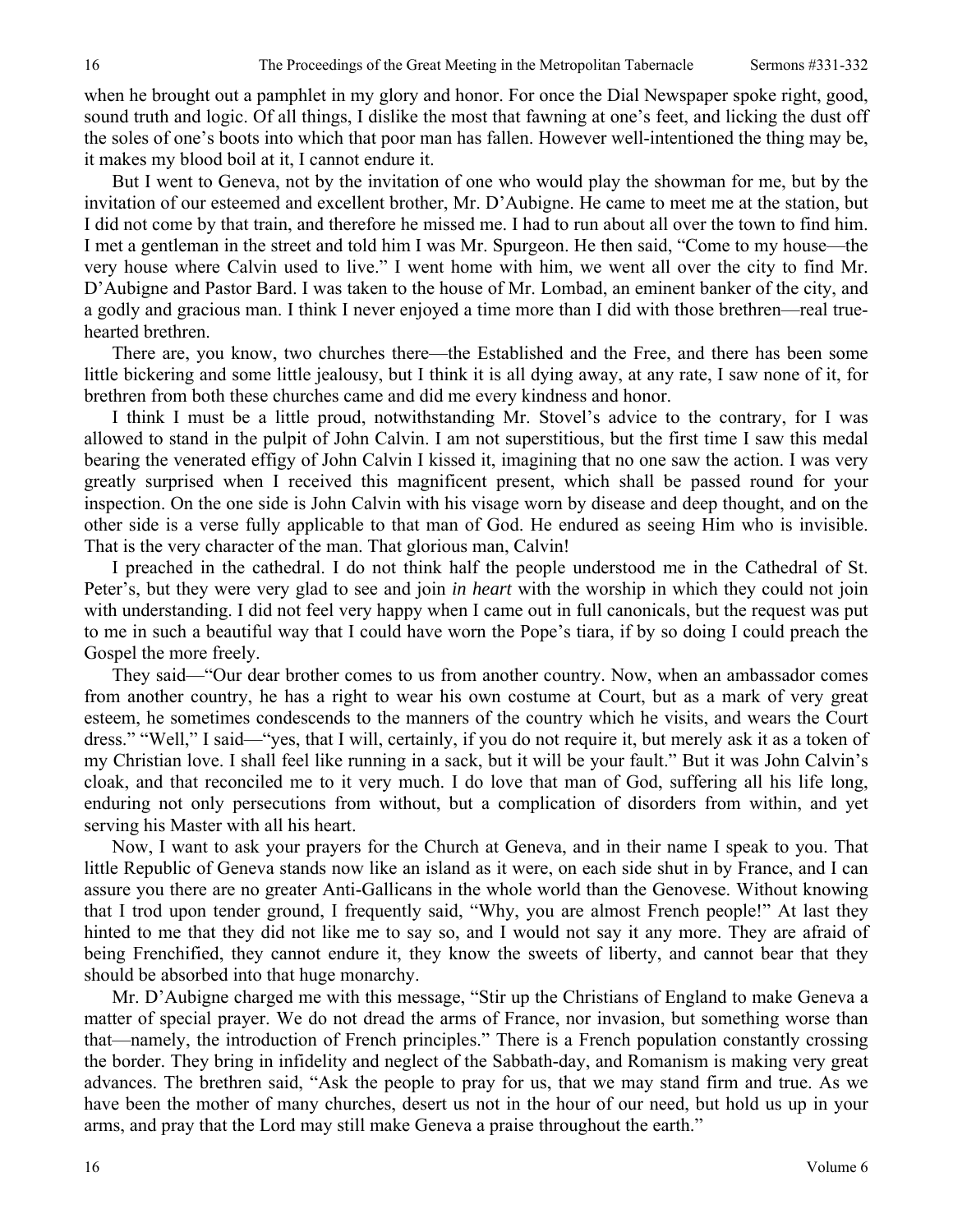when he brought out a pamphlet in my glory and honor. For once the Dial Newspaper spoke right, good, sound truth and logic. Of all things, I dislike the most that fawning at one's feet, and licking the dust off the soles of one's boots into which that poor man has fallen. However well-intentioned the thing may be, it makes my blood boil at it, I cannot endure it.

But I went to Geneva, not by the invitation of one who would play the showman for me, but by the invitation of our esteemed and excellent brother, Mr. D'Aubigne. He came to meet me at the station, but I did not come by that train, and therefore he missed me. I had to run about all over the town to find him. I met a gentleman in the street and told him I was Mr. Spurgeon. He then said, "Come to my house—the very house where Calvin used to live." I went home with him, we went all over the city to find Mr. D'Aubigne and Pastor Bard. I was taken to the house of Mr. Lombad, an eminent banker of the city, and a godly and gracious man. I think I never enjoyed a time more than I did with those brethren—real true-hearted brethren.

There are, you know, two churches there—the Established and the Free, and there has been some little bickering and some little jealousy, but I think it is all dying away, at any rate, I saw none of it, for brethren from both these churches came and did me every kindness and honor.

I think I must be a little proud, notwithstanding Mr. Stovel's advice to the contrary, for I was allowed to stand in the pulpit of John Calvin. I am not superstitious, but the first time I saw this medal bearing the venerated effigy of John Calvin I kissed it, imagining that no one saw the action. I was very greatly surprised when I received this magnificent present, which shall be passed round for your inspection. On the one side is John Calvin with his visage worn by disease and deep thought, and on the other side is a verse fully applicable to that man of God. He endured as seeing Him who is invisible. That is the very character of the man. That glorious man, Calvin!

I preached in the cathedral. I do not think half the people understood me in the Cathedral of St. Peter's, but they were very glad to see and join *in heart* with the worship in which they could not join with understanding. I did not feel very happy when I came out in full canonicals, but the request was put to me in such a beautiful way that I could have worn the Pope's tiara, if by so doing I could preach the Gospel the more freely.

They said—"Our dear brother comes to us from another country. Now, when an ambassador comes from another country, he has a right to wear his own costume at Court, but as a mark of very great esteem, he sometimes condescends to the manners of the country which he visits, and wears the Court dress." "Well," I said—"yes, that I will, certainly, if you do not require it, but merely ask it as a token of my Christian love. I shall feel like running in a sack, but it will be your fault." But it was John Calvin's cloak, and that reconciled me to it very much. I do love that man of God, suffering all his life long, enduring not only persecutions from without, but a complication of disorders from within, and yet serving his Master with all his heart.

Now, I want to ask your prayers for the Church at Geneva, and in their name I speak to you. That little Republic of Geneva stands now like an island as it were, on each side shut in by France, and I can assure you there are no greater Anti-Gallicans in the whole world than the Genovese. Without knowing that I trod upon tender ground, I frequently said, "Why, you are almost French people!" At last they hinted to me that they did not like me to say so, and I would not say it any more. They are afraid of being Frenchified, they cannot endure it, they know the sweets of liberty, and cannot bear that they should be absorbed into that huge monarchy.

Mr. D'Aubigne charged me with this message, "Stir up the Christians of England to make Geneva a matter of special prayer. We do not dread the arms of France, nor invasion, but something worse than that—namely, the introduction of French principles." There is a French population constantly crossing the border. They bring in infidelity and neglect of the Sabbath-day, and Romanism is making very great advances. The brethren said, "Ask the people to pray for us, that we may stand firm and true. As we have been the mother of many churches, desert us not in the hour of our need, but hold us up in your arms, and pray that the Lord may still make Geneva a praise throughout the earth."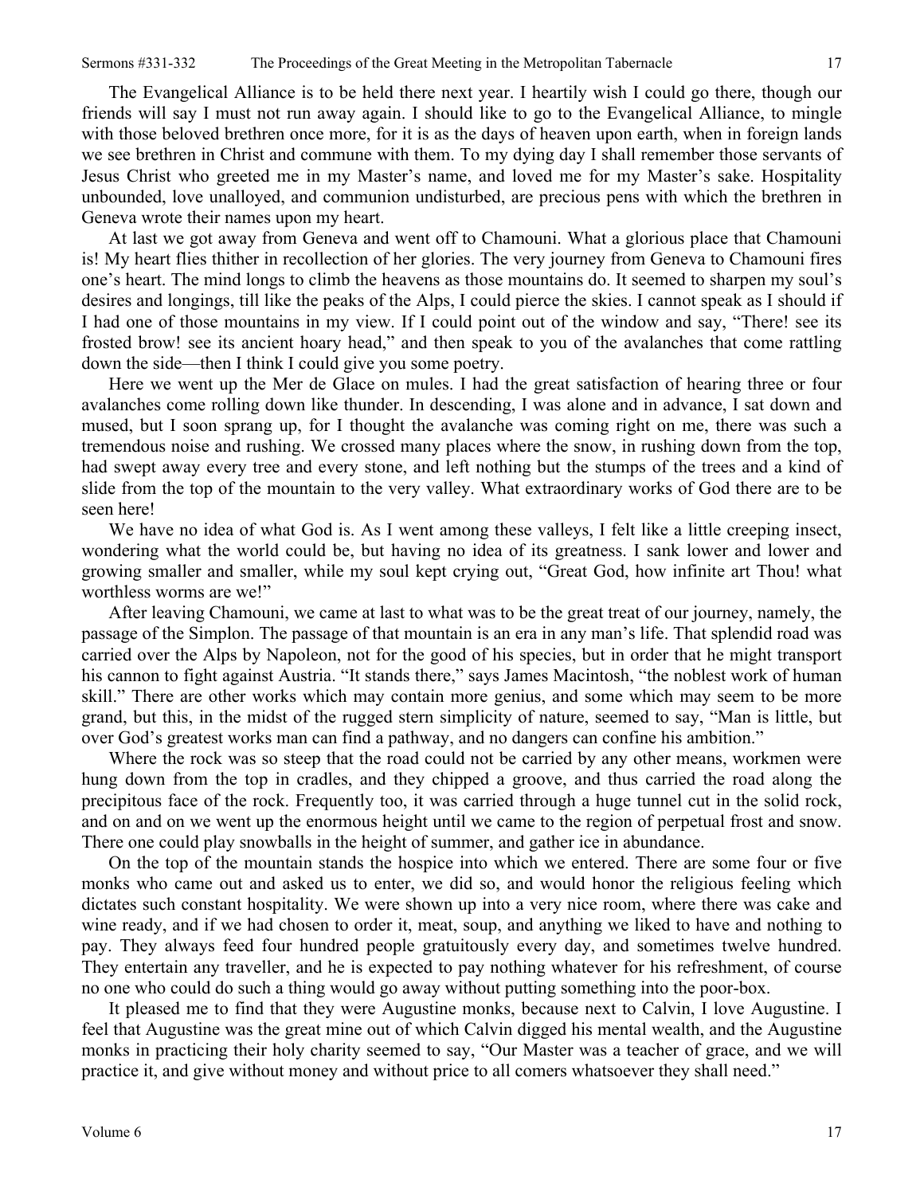The Evangelical Alliance is to be held there next year. I heartily wish I could go there, though our friends will say I must not run away again. I should like to go to the Evangelical Alliance, to mingle with those beloved brethren once more, for it is as the days of heaven upon earth, when in foreign lands we see brethren in Christ and commune with them. To my dying day I shall remember those servants of Jesus Christ who greeted me in my Master's name, and loved me for my Master's sake. Hospitality unbounded, love unalloyed, and communion undisturbed, are precious pens with which the brethren in Geneva wrote their names upon my heart.

At last we got away from Geneva and went off to Chamouni. What a glorious place that Chamouni is! My heart flies thither in recollection of her glories. The very journey from Geneva to Chamouni fires one's heart. The mind longs to climb the heavens as those mountains do. It seemed to sharpen my soul's desires and longings, till like the peaks of the Alps, I could pierce the skies. I cannot speak as I should if I had one of those mountains in my view. If I could point out of the window and say, "There! see its frosted brow! see its ancient hoary head," and then speak to you of the avalanches that come rattling down the side—then I think I could give you some poetry.

Here we went up the Mer de Glace on mules. I had the great satisfaction of hearing three or four avalanches come rolling down like thunder. In descending, I was alone and in advance, I sat down and mused, but I soon sprang up, for I thought the avalanche was coming right on me, there was such a tremendous noise and rushing. We crossed many places where the snow, in rushing down from the top, had swept away every tree and every stone, and left nothing but the stumps of the trees and a kind of slide from the top of the mountain to the very valley. What extraordinary works of God there are to be seen here!

We have no idea of what God is. As I went among these valleys, I felt like a little creeping insect, wondering what the world could be, but having no idea of its greatness. I sank lower and lower and growing smaller and smaller, while my soul kept crying out, "Great God, how infinite art Thou! what worthless worms are we!"

After leaving Chamouni, we came at last to what was to be the great treat of our journey, namely, the passage of the Simplon. The passage of that mountain is an era in any man's life. That splendid road was carried over the Alps by Napoleon, not for the good of his species, but in order that he might transport his cannon to fight against Austria. "It stands there," says James Macintosh, "the noblest work of human skill." There are other works which may contain more genius, and some which may seem to be more grand, but this, in the midst of the rugged stern simplicity of nature, seemed to say, "Man is little, but over God's greatest works man can find a pathway, and no dangers can confine his ambition."

Where the rock was so steep that the road could not be carried by any other means, workmen were hung down from the top in cradles, and they chipped a groove, and thus carried the road along the precipitous face of the rock. Frequently too, it was carried through a huge tunnel cut in the solid rock, and on and on we went up the enormous height until we came to the region of perpetual frost and snow. There one could play snowballs in the height of summer, and gather ice in abundance.

On the top of the mountain stands the hospice into which we entered. There are some four or five monks who came out and asked us to enter, we did so, and would honor the religious feeling which dictates such constant hospitality. We were shown up into a very nice room, where there was cake and wine ready, and if we had chosen to order it, meat, soup, and anything we liked to have and nothing to pay. They always feed four hundred people gratuitously every day, and sometimes twelve hundred. They entertain any traveller, and he is expected to pay nothing whatever for his refreshment, of course no one who could do such a thing would go away without putting something into the poor-box.

It pleased me to find that they were Augustine monks, because next to Calvin, I love Augustine. I feel that Augustine was the great mine out of which Calvin digged his mental wealth, and the Augustine monks in practicing their holy charity seemed to say, "Our Master was a teacher of grace, and we will practice it, and give without money and without price to all comers whatsoever they shall need."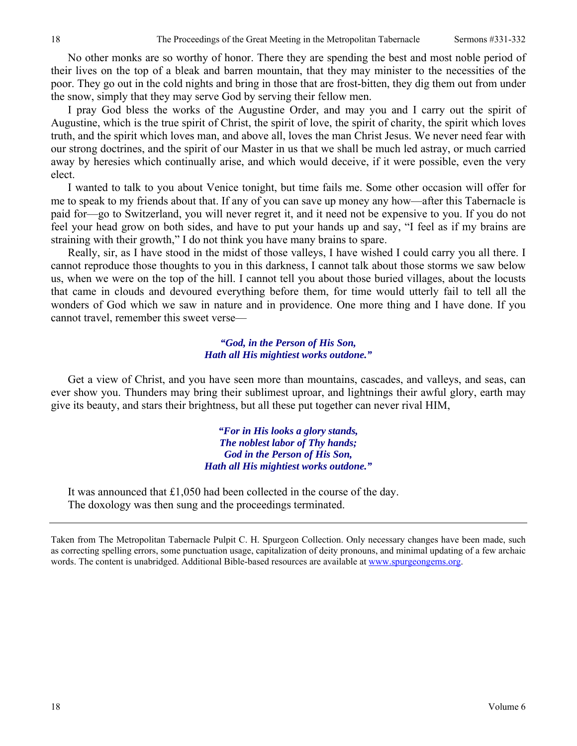No other monks are so worthy of honor. There they are spending the best and most noble period of their lives on the top of a bleak and barren mountain, that they may minister to the necessities of the poor. They go out in the cold nights and bring in those that are frost-bitten, they dig them out from under the snow, simply that they may serve God by serving their fellow men.

I pray God bless the works of the Augustine Order, and may you and I carry out the spirit of Augustine, which is the true spirit of Christ, the spirit of love, the spirit of charity, the spirit which loves truth, and the spirit which loves man, and above all, loves the man Christ Jesus. We never need fear with our strong doctrines, and the spirit of our Master in us that we shall be much led astray, or much carried away by heresies which continually arise, and which would deceive, if it were possible, even the very elect.

I wanted to talk to you about Venice tonight, but time fails me. Some other occasion will offer for me to speak to my friends about that. If any of you can save up money any how—after this Tabernacle is paid for—go to Switzerland, you will never regret it, and it need not be expensive to you. If you do not feel your head grow on both sides, and have to put your hands up and say, "I feel as if my brains are straining with their growth," I do not think you have many brains to spare.

Really, sir, as I have stood in the midst of those valleys, I have wished I could carry you all there. I cannot reproduce those thoughts to you in this darkness, I cannot talk about those storms we saw below us, when we were on the top of the hill. I cannot tell you about those buried villages, about the locusts that came in clouds and devoured everything before them, for time would utterly fail to tell all the wonders of God which we saw in nature and in providence. One more thing and I have done. If you cannot travel, remember this sweet verse—

> ***"God, in the Person of His Son,***
> ***Hath all His mightiest works outdone."***

Get a view of Christ, and you have seen more than mountains, cascades, and valleys, and seas, can ever show you. Thunders may bring their sublimest uproar, and lightnings their awful glory, earth may give its beauty, and stars their brightness, but all these put together can never rival HIM,

> ***"For in His looks a glory stands,***
> ***The noblest labor of Thy hands;***
> ***God in the Person of His Son,***
> ***Hath all His mightiest works outdone."***

It was announced that £1,050 had been collected in the course of the day.
The doxology was then sung and the proceedings terminated.

---

Taken from The Metropolitan Tabernacle Pulpit C. H. Spurgeon Collection. Only necessary changes have been made, such as correcting spelling errors, some punctuation usage, capitalization of deity pronouns, and minimal updating of a few archaic words. The content is unabridged. Additional Bible-based resources are available at www.spurgeongems.org.